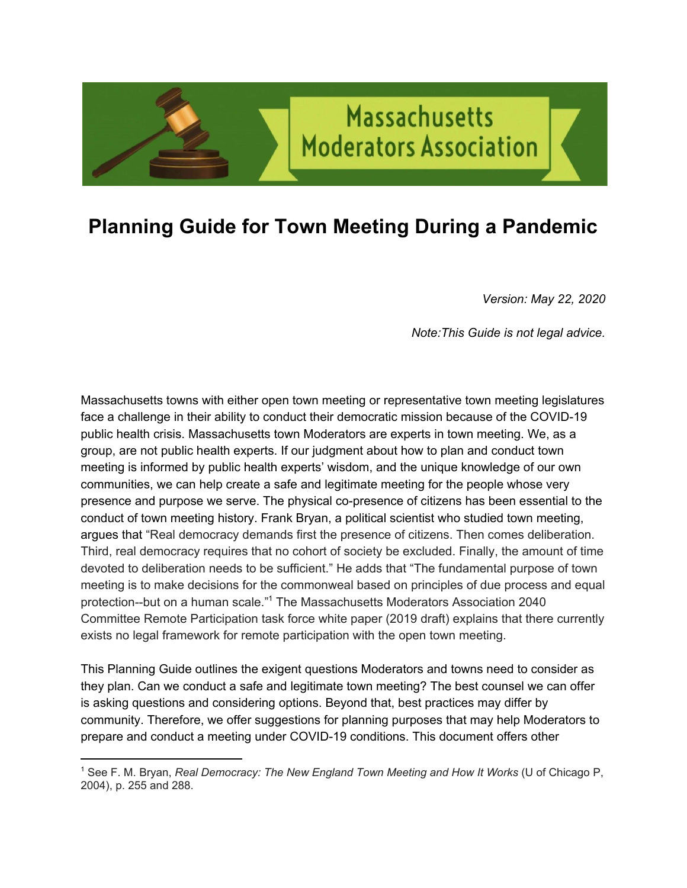Massachusetts Moderators Association

# Planning Guide for Town Meeting During a Pandemic

*Version: May 22, 2020*

*Note:This Guide is not legal advice.*

Massachusetts towns with either open town meeting or representative town meeting legislatures face a challenge in their ability to conduct their democratic mission because of the COVID-19 public health crisis. Massachusetts town Moderators are experts in town meeting. We, as a group, are not public health experts. If our judgment about how to plan and conduct town meeting is informed by public health experts' wisdom, and the unique knowledge of our own communities, we can help create a safe and legitimate meeting for the people whose very presence and purpose we serve. The physical co-presence of citizens has been essential to the conduct of town meeting history. Frank Bryan, a political scientist who studied town meeting, argues that "Real democracy demands first the presence of citizens. Then comes deliberation. Third, real democracy requires that no cohort of society be excluded. Finally, the amount of time devoted to deliberation needs to be sufficient." He adds that "The fundamental purpose of town meeting is to make decisions for the commonweal based on principles of due process and equal protection--but on a human scale."[1] The Massachusetts Moderators Association 2040 Committee Remote Participation task force white paper (2019 draft) explains that there currently exists no legal framework for remote participation with the open town meeting.

This Planning Guide outlines the exigent questions Moderators and towns need to consider as they plan. Can we conduct a safe and legitimate town meeting? The best counsel we can offer is asking questions and considering options. Beyond that, best practices may differ by community. Therefore, we offer suggestions for planning purposes that may help Moderators to prepare and conduct a meeting under COVID-19 conditions. This document offers other

[1] See F. M. Bryan, *Real Democracy: The New England Town Meeting and How It Works* (U of Chicago P, 2004), p. 255 and 288.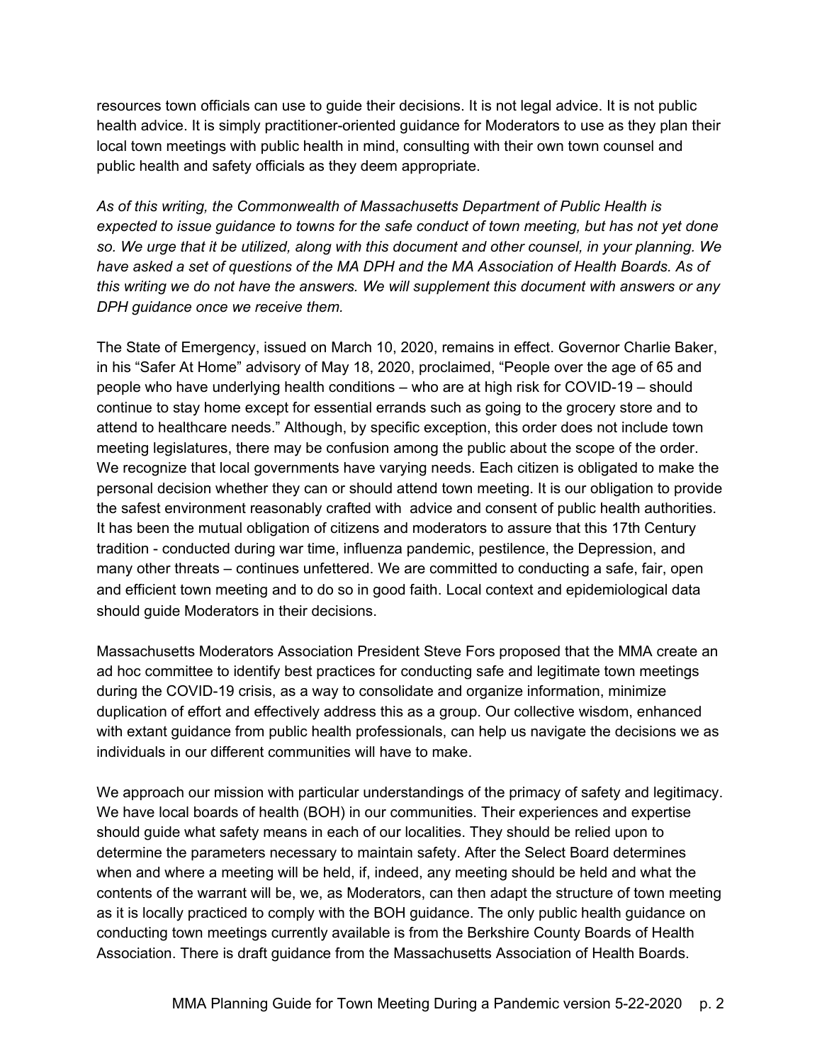resources town officials can use to guide their decisions. It is not legal advice. It is not public health advice. It is simply practitioner-oriented guidance for Moderators to use as they plan their local town meetings with public health in mind, consulting with their own town counsel and public health and safety officials as they deem appropriate.

*As of this writing, the Commonwealth of Massachusetts Department of Public Health is expected to issue guidance to towns for the safe conduct of town meeting, but has not yet done so. We urge that it be utilized, along with this document and other counsel, in your planning. We have asked a set of questions of the MA DPH and the MA Association of Health Boards. As of this writing we do not have the answers. We will supplement this document with answers or any DPH guidance once we receive them.*

The State of Emergency, issued on March 10, 2020, remains in effect. Governor Charlie Baker, in his "Safer At Home" advisory of May 18, 2020, proclaimed, "People over the age of 65 and people who have underlying health conditions – who are at high risk for COVID-19 – should continue to stay home except for essential errands such as going to the grocery store and to attend to healthcare needs." Although, by specific exception, this order does not include town meeting legislatures, there may be confusion among the public about the scope of the order. We recognize that local governments have varying needs. Each citizen is obligated to make the personal decision whether they can or should attend town meeting. It is our obligation to provide the safest environment reasonably crafted with advice and consent of public health authorities. It has been the mutual obligation of citizens and moderators to assure that this 17th Century tradition - conducted during war time, influenza pandemic, pestilence, the Depression, and many other threats – continues unfettered. We are committed to conducting a safe, fair, open and efficient town meeting and to do so in good faith. Local context and epidemiological data should guide Moderators in their decisions.

Massachusetts Moderators Association President Steve Fors proposed that the MMA create an ad hoc committee to identify best practices for conducting safe and legitimate town meetings during the COVID-19 crisis, as a way to consolidate and organize information, minimize duplication of effort and effectively address this as a group. Our collective wisdom, enhanced with extant guidance from public health professionals, can help us navigate the decisions we as individuals in our different communities will have to make.

We approach our mission with particular understandings of the primacy of safety and legitimacy. We have local boards of health (BOH) in our communities. Their experiences and expertise should guide what safety means in each of our localities. They should be relied upon to determine the parameters necessary to maintain safety. After the Select Board determines when and where a meeting will be held, if, indeed, any meeting should be held and what the contents of the warrant will be, we, as Moderators, can then adapt the structure of town meeting as it is locally practiced to comply with the BOH guidance. The only public health guidance on conducting town meetings currently available is from the Berkshire County Boards of Health Association. There is draft guidance from the Massachusetts Association of Health Boards.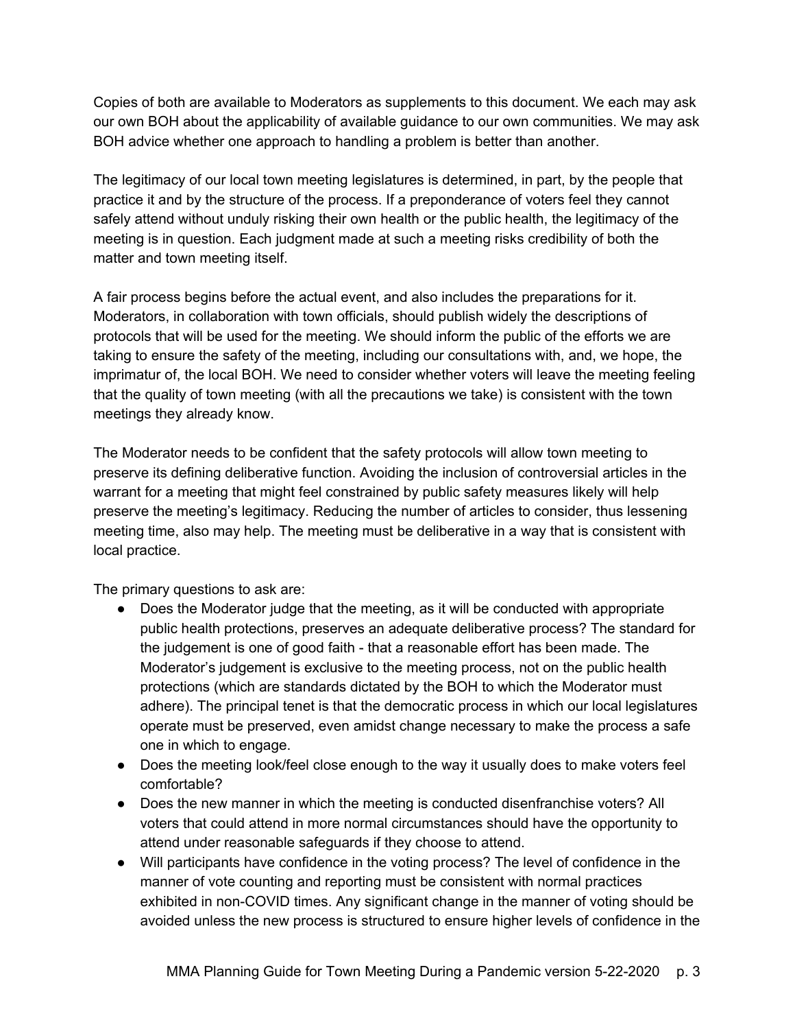Copies of both are available to Moderators as supplements to this document. We each may ask our own BOH about the applicability of available guidance to our own communities. We may ask BOH advice whether one approach to handling a problem is better than another.

The legitimacy of our local town meeting legislatures is determined, in part, by the people that practice it and by the structure of the process. If a preponderance of voters feel they cannot safely attend without unduly risking their own health or the public health, the legitimacy of the meeting is in question. Each judgment made at such a meeting risks credibility of both the matter and town meeting itself.

A fair process begins before the actual event, and also includes the preparations for it. Moderators, in collaboration with town officials, should publish widely the descriptions of protocols that will be used for the meeting. We should inform the public of the efforts we are taking to ensure the safety of the meeting, including our consultations with, and, we hope, the imprimatur of, the local BOH. We need to consider whether voters will leave the meeting feeling that the quality of town meeting (with all the precautions we take) is consistent with the town meetings they already know.

The Moderator needs to be confident that the safety protocols will allow town meeting to preserve its defining deliberative function. Avoiding the inclusion of controversial articles in the warrant for a meeting that might feel constrained by public safety measures likely will help preserve the meeting's legitimacy. Reducing the number of articles to consider, thus lessening meeting time, also may help. The meeting must be deliberative in a way that is consistent with local practice.

The primary questions to ask are:

- Does the Moderator judge that the meeting, as it will be conducted with appropriate public health protections, preserves an adequate deliberative process? The standard for the judgement is one of good faith - that a reasonable effort has been made. The Moderator's judgement is exclusive to the meeting process, not on the public health protections (which are standards dictated by the BOH to which the Moderator must adhere). The principal tenet is that the democratic process in which our local legislatures operate must be preserved, even amidst change necessary to make the process a safe one in which to engage.
- Does the meeting look/feel close enough to the way it usually does to make voters feel comfortable?
- Does the new manner in which the meeting is conducted disenfranchise voters? All voters that could attend in more normal circumstances should have the opportunity to attend under reasonable safeguards if they choose to attend.
- Will participants have confidence in the voting process? The level of confidence in the manner of vote counting and reporting must be consistent with normal practices exhibited in non-COVID times. Any significant change in the manner of voting should be avoided unless the new process is structured to ensure higher levels of confidence in the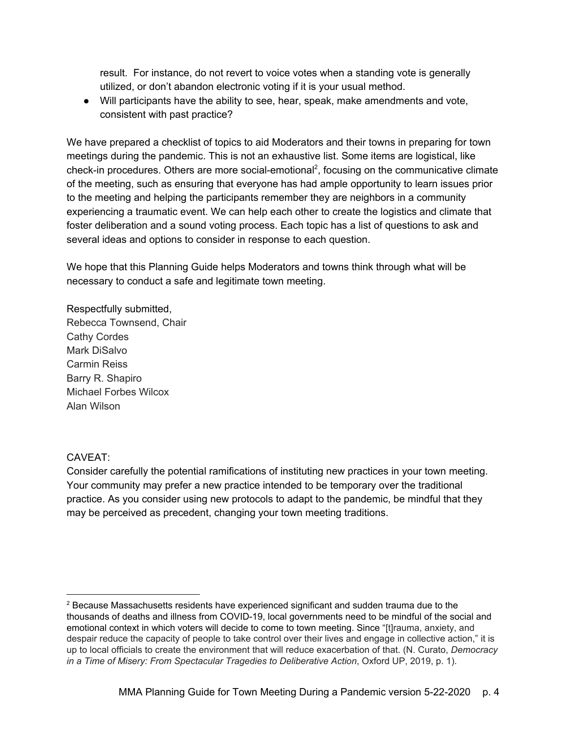result. For instance, do not revert to voice votes when a standing vote is generally utilized, or don't abandon electronic voting if it is your usual method.

- Will participants have the ability to see, hear, speak, make amendments and vote, consistent with past practice?

We have prepared a checklist of topics to aid Moderators and their towns in preparing for town meetings during the pandemic. This is not an exhaustive list. Some items are logistical, like check-in procedures. Others are more social-emotional[2], focusing on the communicative climate of the meeting, such as ensuring that everyone has had ample opportunity to learn issues prior to the meeting and helping the participants remember they are neighbors in a community experiencing a traumatic event. We can help each other to create the logistics and climate that foster deliberation and a sound voting process. Each topic has a list of questions to ask and several ideas and options to consider in response to each question.

We hope that this Planning Guide helps Moderators and towns think through what will be necessary to conduct a safe and legitimate town meeting.

Respectfully submitted,
Rebecca Townsend, Chair
Cathy Cordes
Mark DiSalvo
Carmin Reiss
Barry R. Shapiro
Michael Forbes Wilcox
Alan Wilson

CAVEAT:
Consider carefully the potential ramifications of instituting new practices in your town meeting. Your community may prefer a new practice intended to be temporary over the traditional practice. As you consider using new protocols to adapt to the pandemic, be mindful that they may be perceived as precedent, changing your town meeting traditions.

[2] Because Massachusetts residents have experienced significant and sudden trauma due to the thousands of deaths and illness from COVID-19, local governments need to be mindful of the social and emotional context in which voters will decide to come to town meeting. Since "[t]rauma, anxiety, and despair reduce the capacity of people to take control over their lives and engage in collective action," it is up to local officials to create the environment that will reduce exacerbation of that. (N. Curato, *Democracy in a Time of Misery: From Spectacular Tragedies to Deliberative Action*, Oxford UP, 2019, p. 1).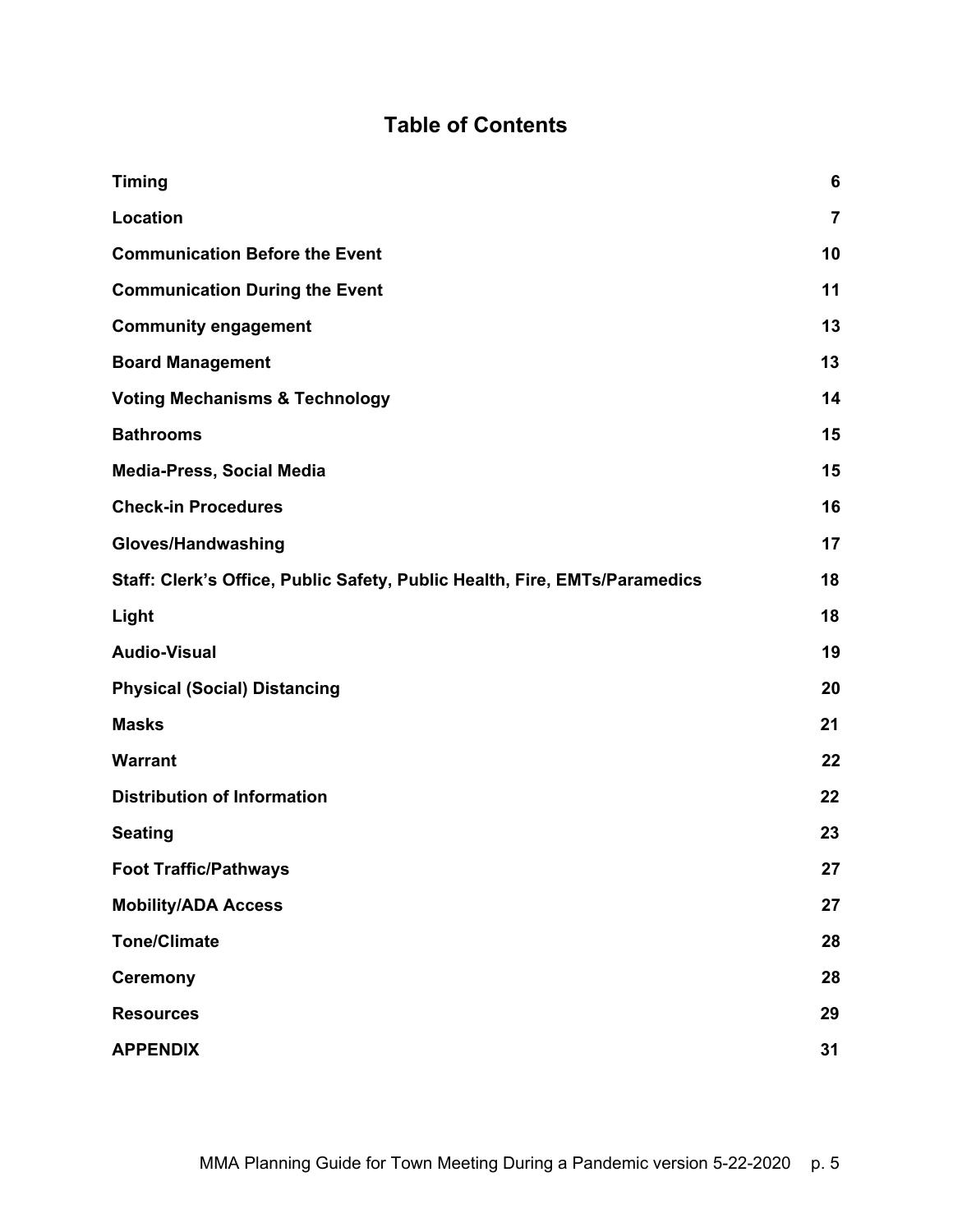# Table of Contents

| | |
|---|---|
| **Timing** | **6** |
| **Location** | **7** |
| **Communication Before the Event** | **10** |
| **Communication During the Event** | **11** |
| **Community engagement** | **13** |
| **Board Management** | **13** |
| **Voting Mechanisms & Technology** | **14** |
| **Bathrooms** | **15** |
| **Media-Press, Social Media** | **15** |
| **Check-in Procedures** | **16** |
| **Gloves/Handwashing** | **17** |
| **Staff: Clerk's Office, Public Safety, Public Health, Fire, EMTs/Paramedics** | **18** |
| **Light** | **18** |
| **Audio-Visual** | **19** |
| **Physical (Social) Distancing** | **20** |
| **Masks** | **21** |
| **Warrant** | **22** |
| **Distribution of Information** | **22** |
| **Seating** | **23** |
| **Foot Traffic/Pathways** | **27** |
| **Mobility/ADA Access** | **27** |
| **Tone/Climate** | **28** |
| **Ceremony** | **28** |
| **Resources** | **29** |
| **APPENDIX** | **31** |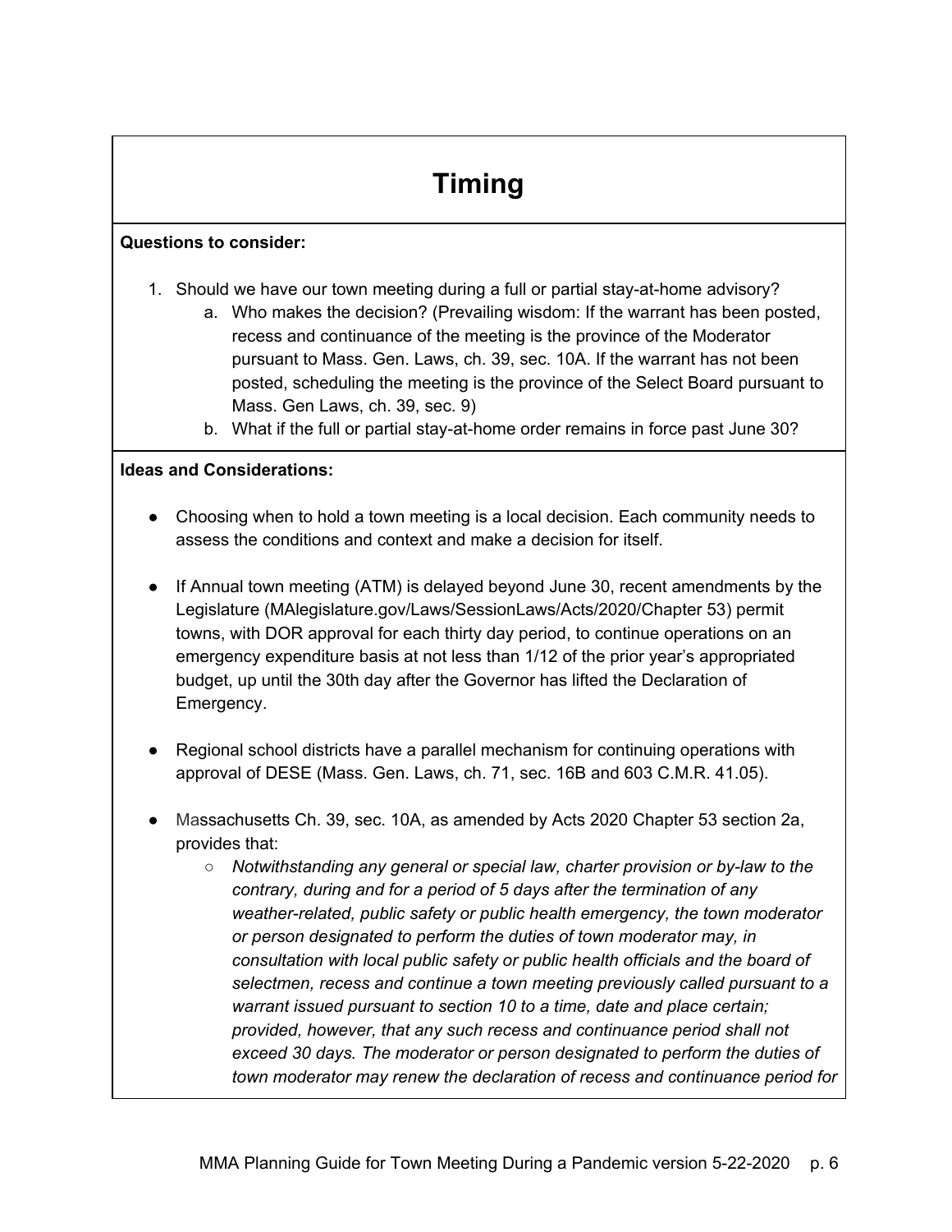# Timing

**Questions to consider:**

1. Should we have our town meeting during a full or partial stay-at-home advisory?
   a. Who makes the decision? (Prevailing wisdom: If the warrant has been posted, recess and continuance of the meeting is the province of the Moderator pursuant to Mass. Gen. Laws, ch. 39, sec. 10A. If the warrant has not been posted, scheduling the meeting is the province of the Select Board pursuant to Mass. Gen Laws, ch. 39, sec. 9)
   b. What if the full or partial stay-at-home order remains in force past June 30?

**Ideas and Considerations:**

- Choosing when to hold a town meeting is a local decision. Each community needs to assess the conditions and context and make a decision for itself.

- If Annual town meeting (ATM) is delayed beyond June 30, recent amendments by the Legislature (MAlegislature.gov/Laws/SessionLaws/Acts/2020/Chapter 53) permit towns, with DOR approval for each thirty day period, to continue operations on an emergency expenditure basis at not less than 1/12 of the prior year's appropriated budget, up until the 30th day after the Governor has lifted the Declaration of Emergency.

- Regional school districts have a parallel mechanism for continuing operations with approval of DESE (Mass. Gen. Laws, ch. 71, sec. 16B and 603 C.M.R. 41.05).

- Massachusetts Ch. 39, sec. 10A, as amended by Acts 2020 Chapter 53 section 2a, provides that:
  - *Notwithstanding any general or special law, charter provision or by-law to the contrary, during and for a period of 5 days after the termination of any weather-related, public safety or public health emergency, the town moderator or person designated to perform the duties of town moderator may, in consultation with local public safety or public health officials and the board of selectmen, recess and continue a town meeting previously called pursuant to a warrant issued pursuant to section 10 to a time, date and place certain; provided, however, that any such recess and continuance period shall not exceed 30 days. The moderator or person designated to perform the duties of town moderator may renew the declaration of recess and continuance period for*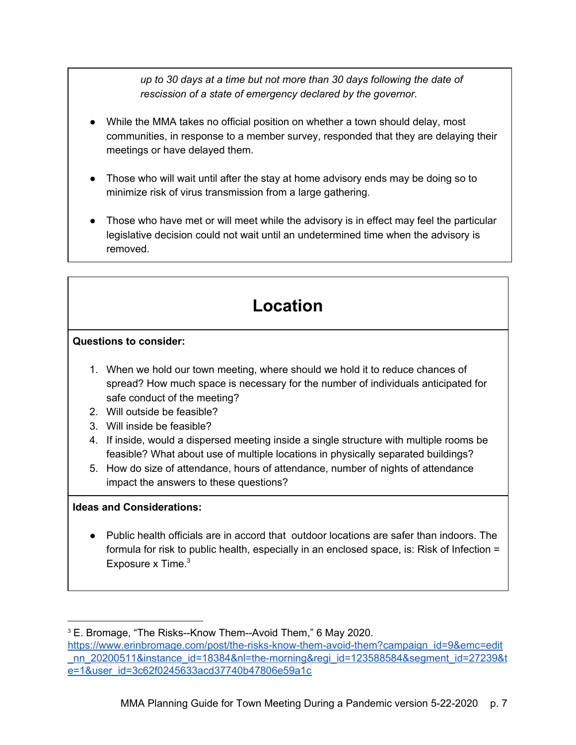*up to 30 days at a time but not more than 30 days following the date of rescission of a state of emergency declared by the governor.*

- While the MMA takes no official position on whether a town should delay, most communities, in response to a member survey, responded that they are delaying their meetings or have delayed them.

- Those who will wait until after the stay at home advisory ends may be doing so to minimize risk of virus transmission from a large gathering.

- Those who have met or will meet while the advisory is in effect may feel the particular legislative decision could not wait until an undetermined time when the advisory is removed.

## Location

**Questions to consider:**

1. When we hold our town meeting, where should we hold it to reduce chances of spread? How much space is necessary for the number of individuals anticipated for safe conduct of the meeting?
2. Will outside be feasible?
3. Will inside be feasible?
4. If inside, would a dispersed meeting inside a single structure with multiple rooms be feasible? What about use of multiple locations in physically separated buildings?
5. How do size of attendance, hours of attendance, number of nights of attendance impact the answers to these questions?

**Ideas and Considerations:**

- Public health officials are in accord that outdoor locations are safer than indoors. The formula for risk to public health, especially in an enclosed space, is: Risk of Infection = Exposure x Time.[3]

---

[3] E. Bromage, "The Risks--Know Them--Avoid Them," 6 May 2020. https://www.erinbromage.com/post/the-risks-know-them-avoid-them?campaign_id=9&emc=edit_nn_20200511&instance_id=18384&nl=the-morning&regi_id=123588584&segment_id=27239&te=1&user_id=3c62f0245633acd37740b47806e59a1c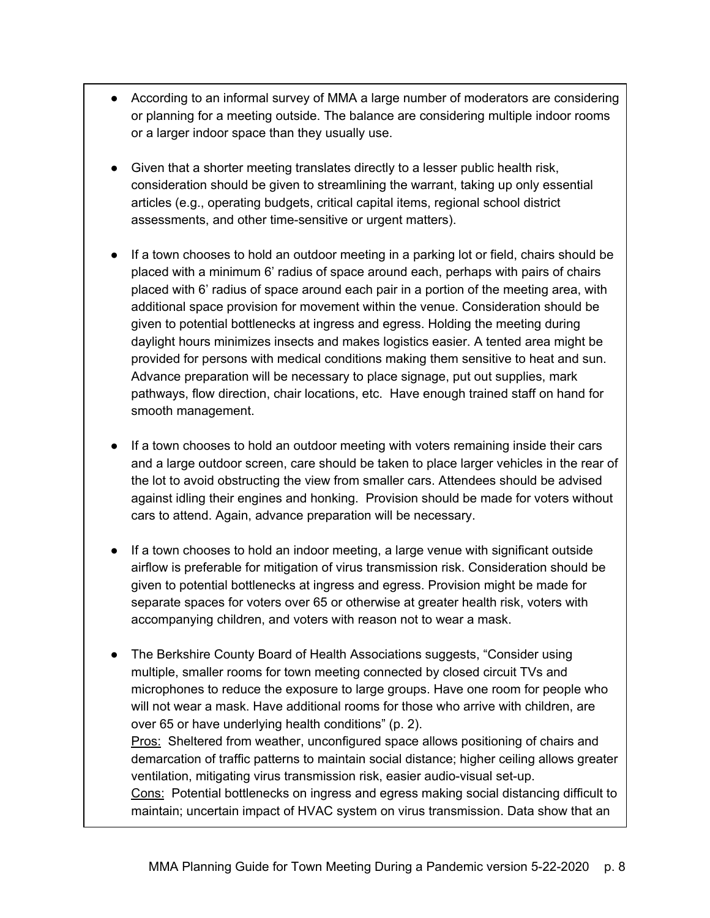- According to an informal survey of MMA a large number of moderators are considering or planning for a meeting outside. The balance are considering multiple indoor rooms or a larger indoor space than they usually use.

- Given that a shorter meeting translates directly to a lesser public health risk, consideration should be given to streamlining the warrant, taking up only essential articles (e.g., operating budgets, critical capital items, regional school district assessments, and other time-sensitive or urgent matters).

- If a town chooses to hold an outdoor meeting in a parking lot or field, chairs should be placed with a minimum 6' radius of space around each, perhaps with pairs of chairs placed with 6' radius of space around each pair in a portion of the meeting area, with additional space provision for movement within the venue. Consideration should be given to potential bottlenecks at ingress and egress. Holding the meeting during daylight hours minimizes insects and makes logistics easier. A tented area might be provided for persons with medical conditions making them sensitive to heat and sun. Advance preparation will be necessary to place signage, put out supplies, mark pathways, flow direction, chair locations, etc. Have enough trained staff on hand for smooth management.

- If a town chooses to hold an outdoor meeting with voters remaining inside their cars and a large outdoor screen, care should be taken to place larger vehicles in the rear of the lot to avoid obstructing the view from smaller cars. Attendees should be advised against idling their engines and honking. Provision should be made for voters without cars to attend. Again, advance preparation will be necessary.

- If a town chooses to hold an indoor meeting, a large venue with significant outside airflow is preferable for mitigation of virus transmission risk. Consideration should be given to potential bottlenecks at ingress and egress. Provision might be made for separate spaces for voters over 65 or otherwise at greater health risk, voters with accompanying children, and voters with reason not to wear a mask.

- The Berkshire County Board of Health Associations suggests, "Consider using multiple, smaller rooms for town meeting connected by closed circuit TVs and microphones to reduce the exposure to large groups. Have one room for people who will not wear a mask. Have additional rooms for those who arrive with children, are over 65 or have underlying health conditions" (p. 2).
  <u>Pros:</u> Sheltered from weather, unconfigured space allows positioning of chairs and demarcation of traffic patterns to maintain social distance; higher ceiling allows greater ventilation, mitigating virus transmission risk, easier audio-visual set-up.
  <u>Cons:</u> Potential bottlenecks on ingress and egress making social distancing difficult to maintain; uncertain impact of HVAC system on virus transmission. Data show that an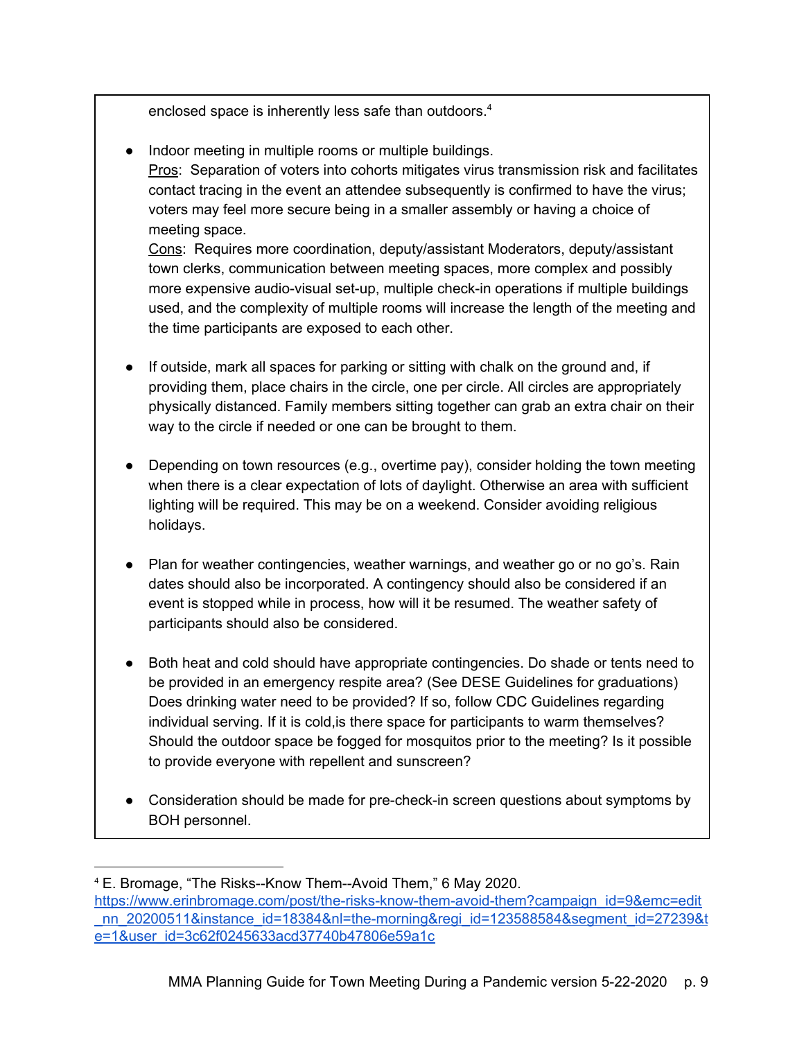enclosed space is inherently less safe than outdoors.[4]

- Indoor meeting in multiple rooms or multiple buildings.
  Pros: Separation of voters into cohorts mitigates virus transmission risk and facilitates contact tracing in the event an attendee subsequently is confirmed to have the virus; voters may feel more secure being in a smaller assembly or having a choice of meeting space.
  Cons: Requires more coordination, deputy/assistant Moderators, deputy/assistant town clerks, communication between meeting spaces, more complex and possibly more expensive audio-visual set-up, multiple check-in operations if multiple buildings used, and the complexity of multiple rooms will increase the length of the meeting and the time participants are exposed to each other.

- If outside, mark all spaces for parking or sitting with chalk on the ground and, if providing them, place chairs in the circle, one per circle. All circles are appropriately physically distanced. Family members sitting together can grab an extra chair on their way to the circle if needed or one can be brought to them.

- Depending on town resources (e.g., overtime pay), consider holding the town meeting when there is a clear expectation of lots of daylight. Otherwise an area with sufficient lighting will be required. This may be on a weekend. Consider avoiding religious holidays.

- Plan for weather contingencies, weather warnings, and weather go or no go's. Rain dates should also be incorporated. A contingency should also be considered if an event is stopped while in process, how will it be resumed. The weather safety of participants should also be considered.

- Both heat and cold should have appropriate contingencies. Do shade or tents need to be provided in an emergency respite area? (See DESE Guidelines for graduations) Does drinking water need to be provided? If so, follow CDC Guidelines regarding individual serving. If it is cold,is there space for participants to warm themselves? Should the outdoor space be fogged for mosquitos prior to the meeting? Is it possible to provide everyone with repellent and sunscreen?

- Consideration should be made for pre-check-in screen questions about symptoms by BOH personnel.

---

[4] E. Bromage, "The Risks--Know Them--Avoid Them," 6 May 2020. https://www.erinbromage.com/post/the-risks-know-them-avoid-them?campaign_id=9&emc=edit_nn_20200511&instance_id=18384&nl=the-morning&regi_id=123588584&segment_id=27239&te=1&user_id=3c62f0245633acd37740b47806e59a1c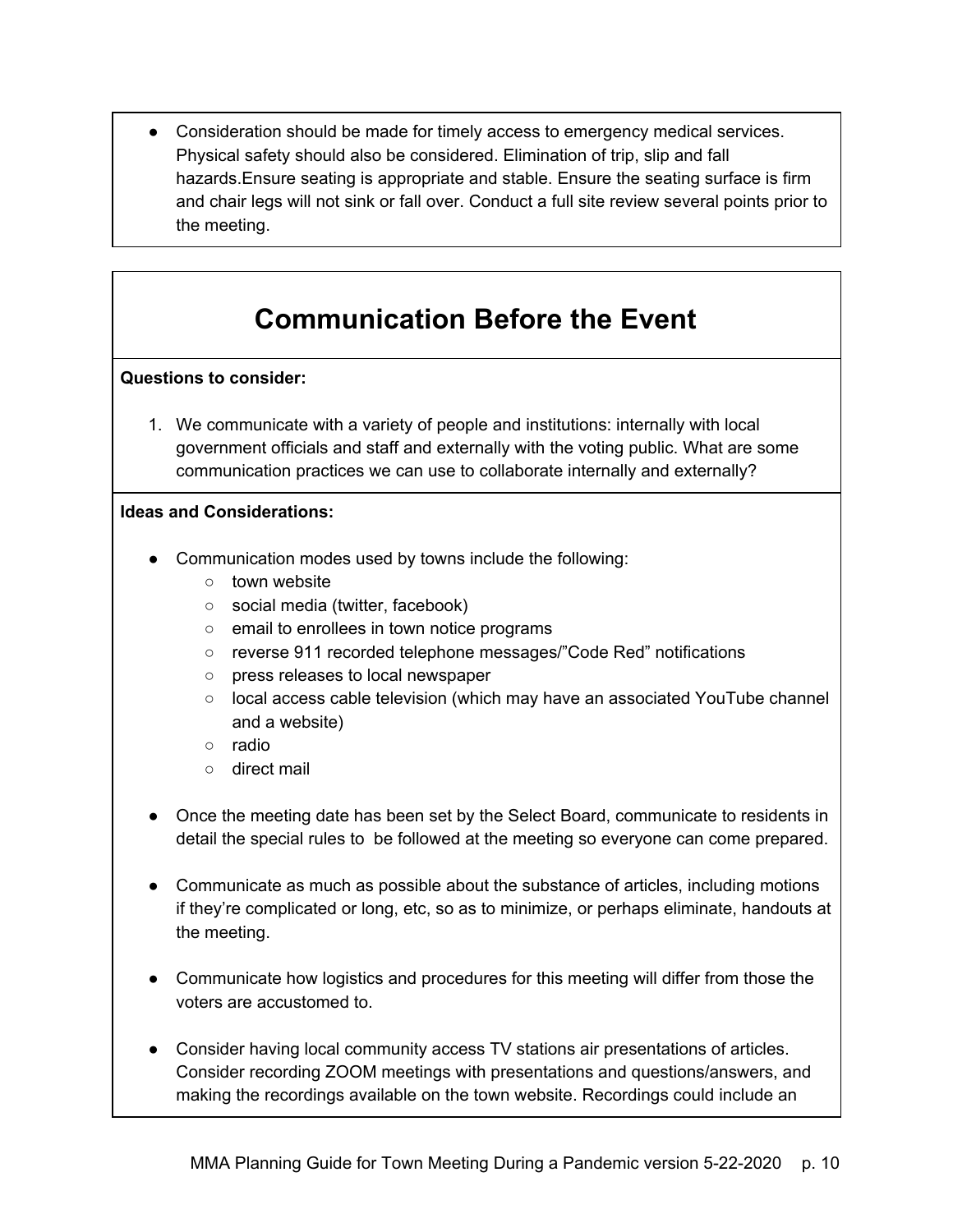- Consideration should be made for timely access to emergency medical services. Physical safety should also be considered. Elimination of trip, slip and fall hazards.Ensure seating is appropriate and stable. Ensure the seating surface is firm and chair legs will not sink or fall over. Conduct a full site review several points prior to the meeting.

# Communication Before the Event

**Questions to consider:**

1. We communicate with a variety of people and institutions: internally with local government officials and staff and externally with the voting public. What are some communication practices we can use to collaborate internally and externally?

**Ideas and Considerations:**

- Communication modes used by towns include the following:
    - town website
    - social media (twitter, facebook)
    - email to enrollees in town notice programs
    - reverse 911 recorded telephone messages/"Code Red" notifications
    - press releases to local newspaper
    - local access cable television (which may have an associated YouTube channel and a website)
    - radio
    - direct mail

- Once the meeting date has been set by the Select Board, communicate to residents in detail the special rules to  be followed at the meeting so everyone can come prepared.

- Communicate as much as possible about the substance of articles, including motions if they're complicated or long, etc, so as to minimize, or perhaps eliminate, handouts at the meeting.

- Communicate how logistics and procedures for this meeting will differ from those the voters are accustomed to.

- Consider having local community access TV stations air presentations of articles. Consider recording ZOOM meetings with presentations and questions/answers, and making the recordings available on the town website. Recordings could include an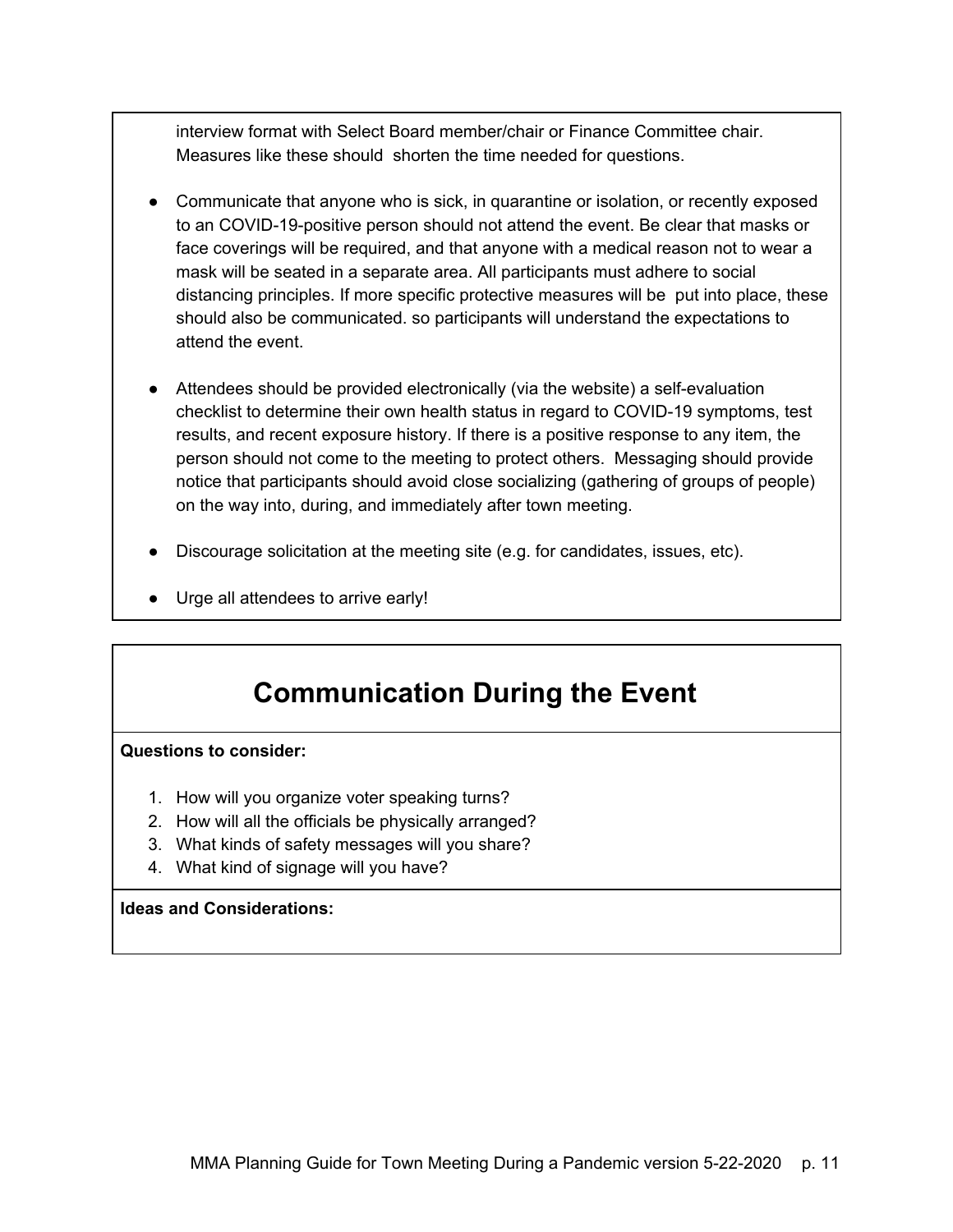interview format with Select Board member/chair or Finance Committee chair. Measures like these should shorten the time needed for questions.

- Communicate that anyone who is sick, in quarantine or isolation, or recently exposed to an COVID-19-positive person should not attend the event. Be clear that masks or face coverings will be required, and that anyone with a medical reason not to wear a mask will be seated in a separate area. All participants must adhere to social distancing principles. If more specific protective measures will be put into place, these should also be communicated. so participants will understand the expectations to attend the event.

- Attendees should be provided electronically (via the website) a self-evaluation checklist to determine their own health status in regard to COVID-19 symptoms, test results, and recent exposure history. If there is a positive response to any item, the person should not come to the meeting to protect others. Messaging should provide notice that participants should avoid close socializing (gathering of groups of people) on the way into, during, and immediately after town meeting.

- Discourage solicitation at the meeting site (e.g. for candidates, issues, etc).

- Urge all attendees to arrive early!

## Communication During the Event

**Questions to consider:**

1. How will you organize voter speaking turns?
2. How will all the officials be physically arranged?
3. What kinds of safety messages will you share?
4. What kind of signage will you have?

**Ideas and Considerations:**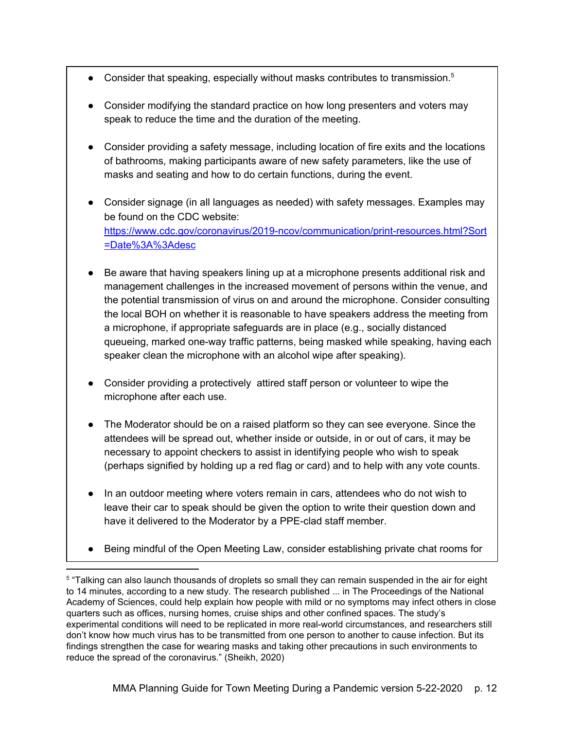- Consider that speaking, especially without masks contributes to transmission.[5]
- Consider modifying the standard practice on how long presenters and voters may speak to reduce the time and the duration of the meeting.
- Consider providing a safety message, including location of fire exits and the locations of bathrooms, making participants aware of new safety parameters, like the use of masks and seating and how to do certain functions, during the event.
- Consider signage (in all languages as needed) with safety messages. Examples may be found on the CDC website: [https://www.cdc.gov/coronavirus/2019-ncov/communication/print-resources.html?Sort=Date%3A%3Adesc](https://www.cdc.gov/coronavirus/2019-ncov/communication/print-resources.html?Sort=Date%3A%3Adesc)
- Be aware that having speakers lining up at a microphone presents additional risk and management challenges in the increased movement of persons within the venue, and the potential transmission of virus on and around the microphone. Consider consulting the local BOH on whether it is reasonable to have speakers address the meeting from a microphone, if appropriate safeguards are in place (e.g., socially distanced queueing, marked one-way traffic patterns, being masked while speaking, having each speaker clean the microphone with an alcohol wipe after speaking).
- Consider providing a protectively attired staff person or volunteer to wipe the microphone after each use.
- The Moderator should be on a raised platform so they can see everyone. Since the attendees will be spread out, whether inside or outside, in or out of cars, it may be necessary to appoint checkers to assist in identifying people who wish to speak (perhaps signified by holding up a red flag or card) and to help with any vote counts.
- In an outdoor meeting where voters remain in cars, attendees who do not wish to leave their car to speak should be given the option to write their question down and have it delivered to the Moderator by a PPE-clad staff member.
- Being mindful of the Open Meeting Law, consider establishing private chat rooms for

[5] "Talking can also launch thousands of droplets so small they can remain suspended in the air for eight to 14 minutes, according to a new study. The research published ... in The Proceedings of the National Academy of Sciences, could help explain how people with mild or no symptoms may infect others in close quarters such as offices, nursing homes, cruise ships and other confined spaces. The study's experimental conditions will need to be replicated in more real-world circumstances, and researchers still don't know how much virus has to be transmitted from one person to another to cause infection. But its findings strengthen the case for wearing masks and taking other precautions in such environments to reduce the spread of the coronavirus." (Sheikh, 2020)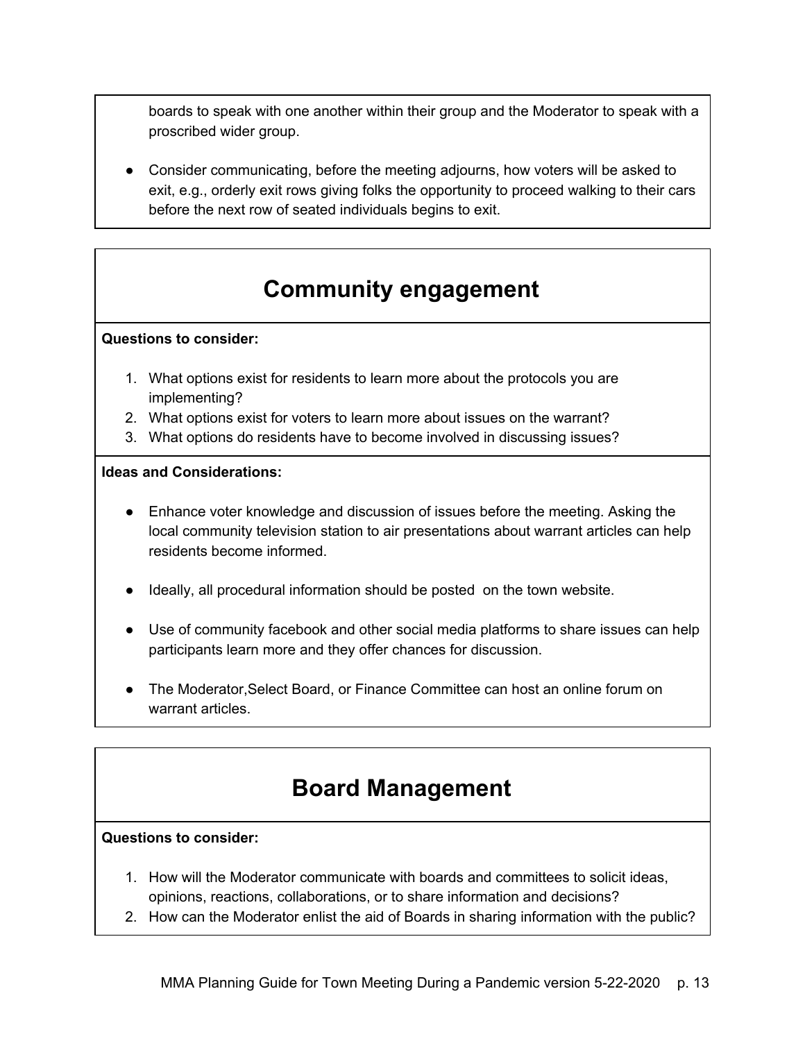boards to speak with one another within their group and the Moderator to speak with a proscribed wider group.

- Consider communicating, before the meeting adjourns, how voters will be asked to exit, e.g., orderly exit rows giving folks the opportunity to proceed walking to their cars before the next row of seated individuals begins to exit.

## Community engagement

**Questions to consider:**

1. What options exist for residents to learn more about the protocols you are implementing?
2. What options exist for voters to learn more about issues on the warrant?
3. What options do residents have to become involved in discussing issues?

**Ideas and Considerations:**

- Enhance voter knowledge and discussion of issues before the meeting. Asking the local community television station to air presentations about warrant articles can help residents become informed.

- Ideally, all procedural information should be posted on the town website.

- Use of community facebook and other social media platforms to share issues can help participants learn more and they offer chances for discussion.

- The Moderator,Select Board, or Finance Committee can host an online forum on warrant articles.

## Board Management

**Questions to consider:**

1. How will the Moderator communicate with boards and committees to solicit ideas, opinions, reactions, collaborations, or to share information and decisions?
2. How can the Moderator enlist the aid of Boards in sharing information with the public?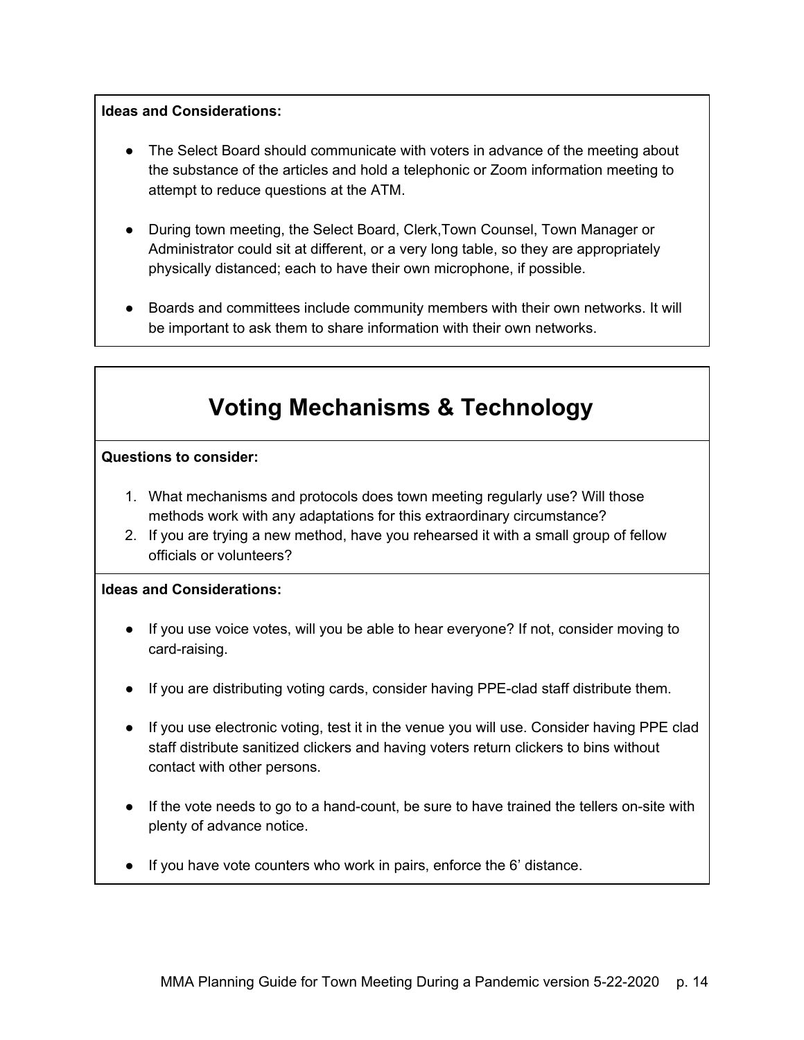**Ideas and Considerations:**

- The Select Board should communicate with voters in advance of the meeting about the substance of the articles and hold a telephonic or Zoom information meeting to attempt to reduce questions at the ATM.

- During town meeting, the Select Board, Clerk,Town Counsel, Town Manager or Administrator could sit at different, or a very long table, so they are appropriately physically distanced; each to have their own microphone, if possible.

- Boards and committees include community members with their own networks. It will be important to ask them to share information with their own networks.

# Voting Mechanisms & Technology

**Questions to consider:**

1. What mechanisms and protocols does town meeting regularly use? Will those methods work with any adaptations for this extraordinary circumstance?
2. If you are trying a new method, have you rehearsed it with a small group of fellow officials or volunteers?

**Ideas and Considerations:**

- If you use voice votes, will you be able to hear everyone? If not, consider moving to card-raising.

- If you are distributing voting cards, consider having PPE-clad staff distribute them.

- If you use electronic voting, test it in the venue you will use. Consider having PPE clad staff distribute sanitized clickers and having voters return clickers to bins without contact with other persons.

- If the vote needs to go to a hand-count, be sure to have trained the tellers on-site with plenty of advance notice.

- If you have vote counters who work in pairs, enforce the 6' distance.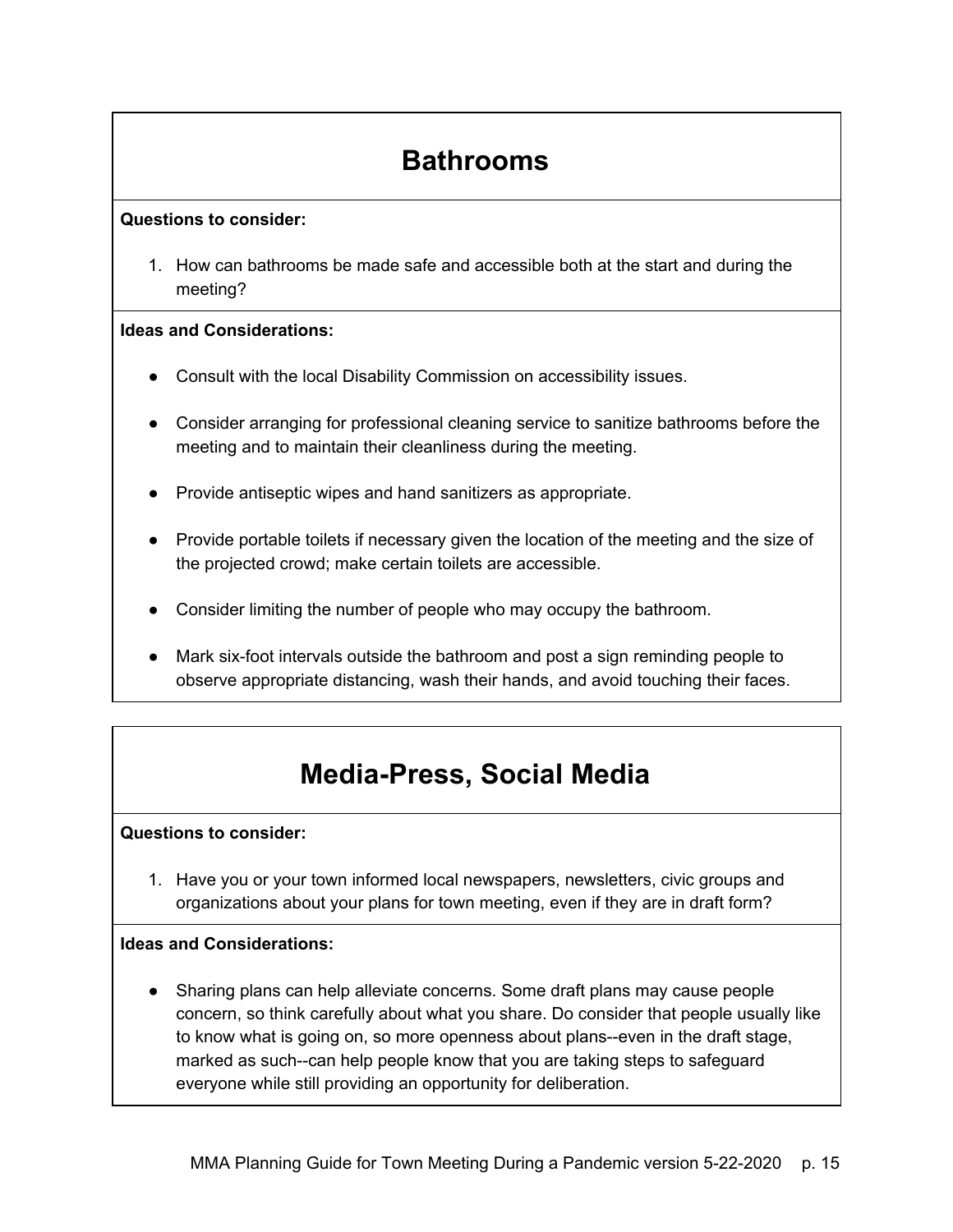## Bathrooms

**Questions to consider:**

1. How can bathrooms be made safe and accessible both at the start and during the meeting?

**Ideas and Considerations:**

- Consult with the local Disability Commission on accessibility issues.
- Consider arranging for professional cleaning service to sanitize bathrooms before the meeting and to maintain their cleanliness during the meeting.
- Provide antiseptic wipes and hand sanitizers as appropriate.
- Provide portable toilets if necessary given the location of the meeting and the size of the projected crowd; make certain toilets are accessible.
- Consider limiting the number of people who may occupy the bathroom.
- Mark six-foot intervals outside the bathroom and post a sign reminding people to observe appropriate distancing, wash their hands, and avoid touching their faces.

## Media-Press, Social Media

**Questions to consider:**

1. Have you or your town informed local newspapers, newsletters, civic groups and organizations about your plans for town meeting, even if they are in draft form?

**Ideas and Considerations:**

- Sharing plans can help alleviate concerns. Some draft plans may cause people concern, so think carefully about what you share. Do consider that people usually like to know what is going on, so more openness about plans--even in the draft stage, marked as such--can help people know that you are taking steps to safeguard everyone while still providing an opportunity for deliberation.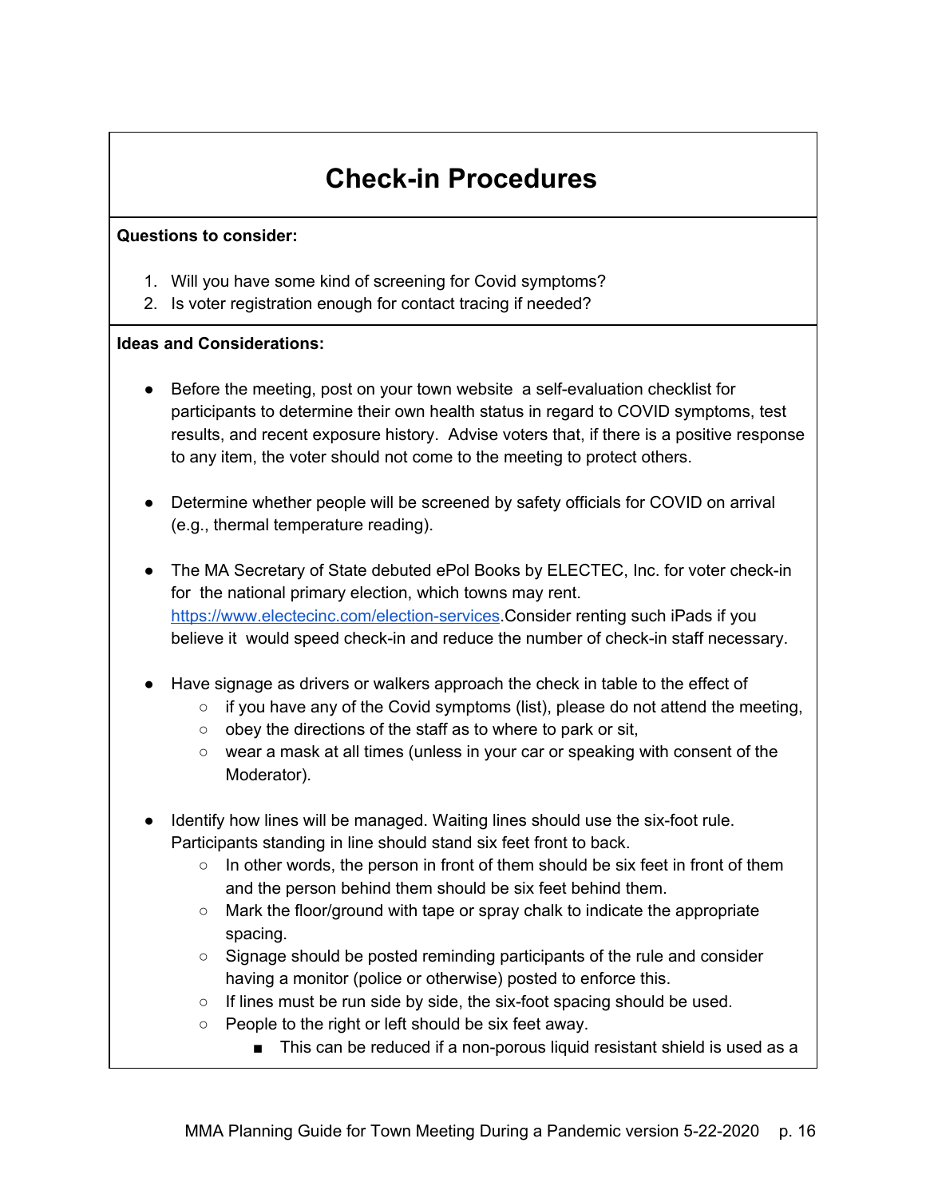# Check-in Procedures

**Questions to consider:**

1. Will you have some kind of screening for Covid symptoms?
2. Is voter registration enough for contact tracing if needed?

**Ideas and Considerations:**

- Before the meeting, post on your town website a self-evaluation checklist for participants to determine their own health status in regard to COVID symptoms, test results, and recent exposure history. Advise voters that, if there is a positive response to any item, the voter should not come to the meeting to protect others.

- Determine whether people will be screened by safety officials for COVID on arrival (e.g., thermal temperature reading).

- The MA Secretary of State debuted ePol Books by ELECTEC, Inc. for voter check-in for the national primary election, which towns may rent. [https://www.electecinc.com/election-services](https://www.electecinc.com/election-services).Consider renting such iPads if you believe it would speed check-in and reduce the number of check-in staff necessary.

- Have signage as drivers or walkers approach the check in table to the effect of
  - if you have any of the Covid symptoms (list), please do not attend the meeting,
  - obey the directions of the staff as to where to park or sit,
  - wear a mask at all times (unless in your car or speaking with consent of the Moderator).

- Identify how lines will be managed. Waiting lines should use the six-foot rule. Participants standing in line should stand six feet front to back.
  - In other words, the person in front of them should be six feet in front of them and the person behind them should be six feet behind them.
  - Mark the floor/ground with tape or spray chalk to indicate the appropriate spacing.
  - Signage should be posted reminding participants of the rule and consider having a monitor (police or otherwise) posted to enforce this.
  - If lines must be run side by side, the six-foot spacing should be used.
  - People to the right or left should be six feet away.
    - This can be reduced if a non-porous liquid resistant shield is used as a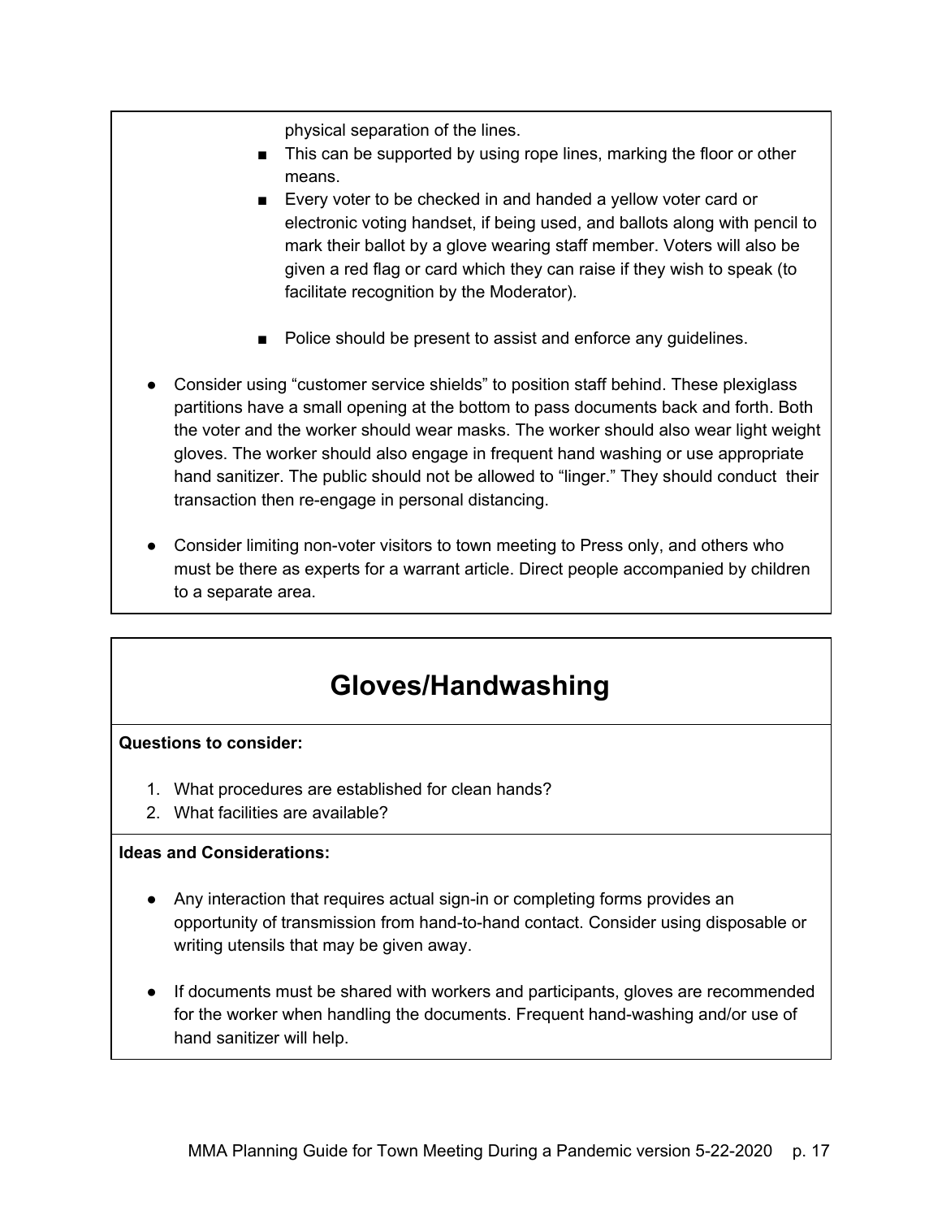physical separation of the lines.

    - This can be supported by using rope lines, marking the floor or other means.
    - Every voter to be checked in and handed a yellow voter card or electronic voting handset, if being used, and ballots along with pencil to mark their ballot by a glove wearing staff member. Voters will also be given a red flag or card which they can raise if they wish to speak (to facilitate recognition by the Moderator).
    - Police should be present to assist and enforce any guidelines.

- Consider using "customer service shields" to position staff behind. These plexiglass partitions have a small opening at the bottom to pass documents back and forth. Both the voter and the worker should wear masks. The worker should also wear light weight gloves. The worker should also engage in frequent hand washing or use appropriate hand sanitizer. The public should not be allowed to "linger." They should conduct their transaction then re-engage in personal distancing.

- Consider limiting non-voter visitors to town meeting to Press only, and others who must be there as experts for a warrant article. Direct people accompanied by children to a separate area.

## Gloves/Handwashing

**Questions to consider:**

1. What procedures are established for clean hands?
2. What facilities are available?

**Ideas and Considerations:**

- Any interaction that requires actual sign-in or completing forms provides an opportunity of transmission from hand-to-hand contact. Consider using disposable or writing utensils that may be given away.

- If documents must be shared with workers and participants, gloves are recommended for the worker when handling the documents. Frequent hand-washing and/or use of hand sanitizer will help.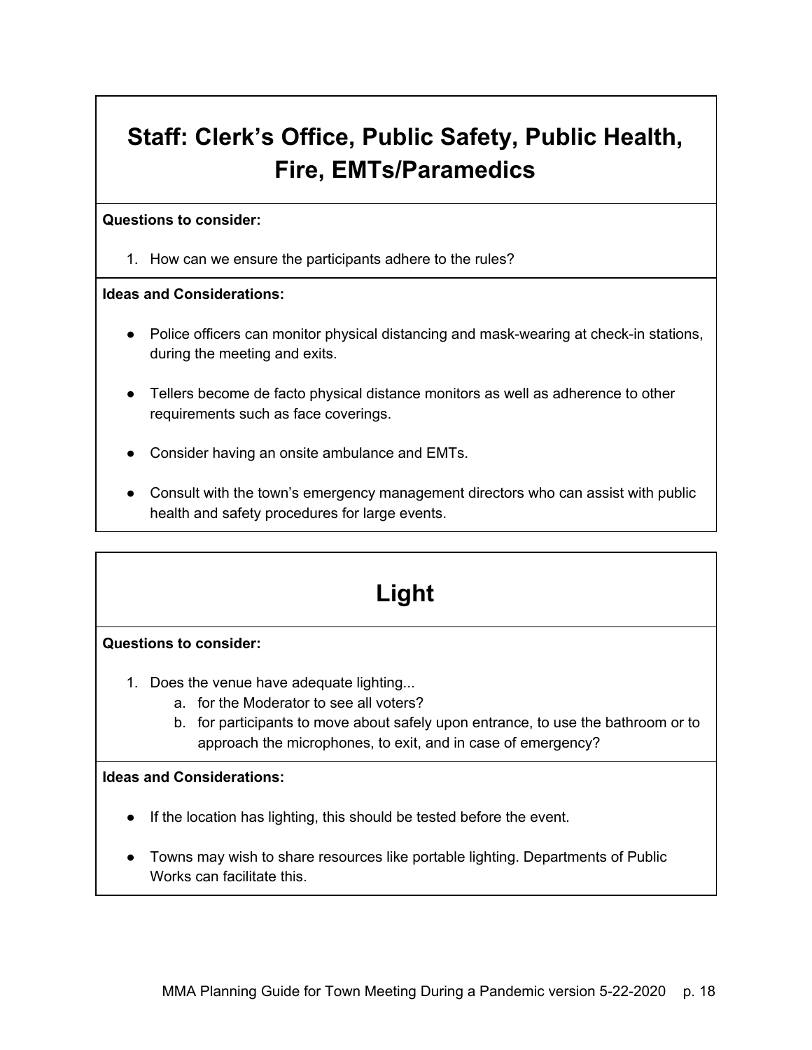## Staff: Clerk's Office, Public Safety, Public Health, Fire, EMTs/Paramedics

**Questions to consider:**

1. How can we ensure the participants adhere to the rules?

**Ideas and Considerations:**

- Police officers can monitor physical distancing and mask-wearing at check-in stations, during the meeting and exits.
- Tellers become de facto physical distance monitors as well as adherence to other requirements such as face coverings.
- Consider having an onsite ambulance and EMTs.
- Consult with the town's emergency management directors who can assist with public health and safety procedures for large events.

## Light

**Questions to consider:**

1. Does the venue have adequate lighting...
   a. for the Moderator to see all voters?
   b. for participants to move about safely upon entrance, to use the bathroom or to approach the microphones, to exit, and in case of emergency?

**Ideas and Considerations:**

- If the location has lighting, this should be tested before the event.
- Towns may wish to share resources like portable lighting. Departments of Public Works can facilitate this.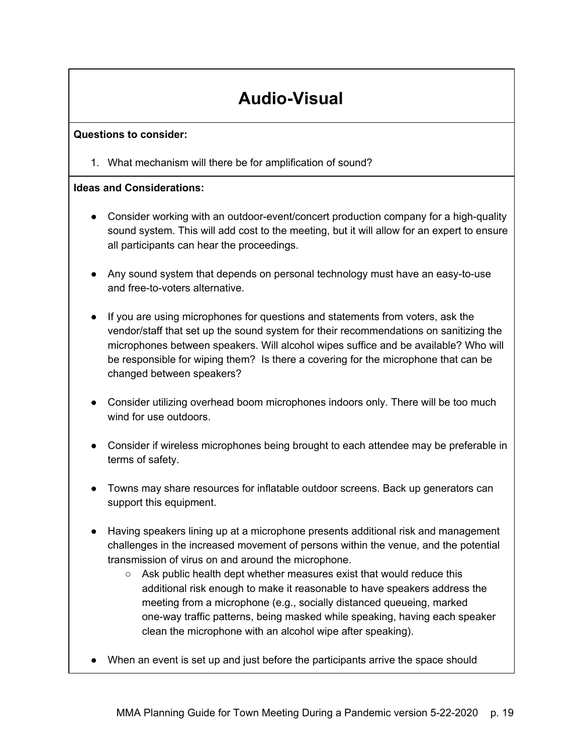# Audio-Visual

**Questions to consider:**

1. What mechanism will there be for amplification of sound?

**Ideas and Considerations:**

- Consider working with an outdoor-event/concert production company for a high-quality sound system. This will add cost to the meeting, but it will allow for an expert to ensure all participants can hear the proceedings.

- Any sound system that depends on personal technology must have an easy-to-use and free-to-voters alternative.

- If you are using microphones for questions and statements from voters, ask the vendor/staff that set up the sound system for their recommendations on sanitizing the microphones between speakers. Will alcohol wipes suffice and be available? Who will be responsible for wiping them? Is there a covering for the microphone that can be changed between speakers?

- Consider utilizing overhead boom microphones indoors only. There will be too much wind for use outdoors.

- Consider if wireless microphones being brought to each attendee may be preferable in terms of safety.

- Towns may share resources for inflatable outdoor screens. Back up generators can support this equipment.

- Having speakers lining up at a microphone presents additional risk and management challenges in the increased movement of persons within the venue, and the potential transmission of virus on and around the microphone.
  - Ask public health dept whether measures exist that would reduce this additional risk enough to make it reasonable to have speakers address the meeting from a microphone (e.g., socially distanced queueing, marked one-way traffic patterns, being masked while speaking, having each speaker clean the microphone with an alcohol wipe after speaking).

- When an event is set up and just before the participants arrive the space should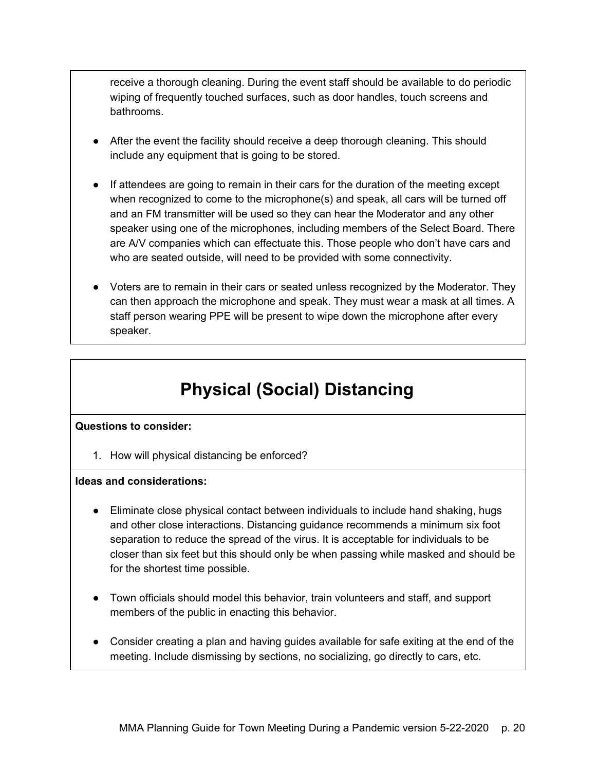receive a thorough cleaning. During the event staff should be available to do periodic wiping of frequently touched surfaces, such as door handles, touch screens and bathrooms.

- After the event the facility should receive a deep thorough cleaning. This should include any equipment that is going to be stored.

- If attendees are going to remain in their cars for the duration of the meeting except when recognized to come to the microphone(s) and speak, all cars will be turned off and an FM transmitter will be used so they can hear the Moderator and any other speaker using one of the microphones, including members of the Select Board. There are A/V companies which can effectuate this. Those people who don't have cars and who are seated outside, will need to be provided with some connectivity.

- Voters are to remain in their cars or seated unless recognized by the Moderator. They can then approach the microphone and speak. They must wear a mask at all times. A staff person wearing PPE will be present to wipe down the microphone after every speaker.

## Physical (Social) Distancing

**Questions to consider:**

1. How will physical distancing be enforced?

**Ideas and considerations:**

- Eliminate close physical contact between individuals to include hand shaking, hugs and other close interactions. Distancing guidance recommends a minimum six foot separation to reduce the spread of the virus. It is acceptable for individuals to be closer than six feet but this should only be when passing while masked and should be for the shortest time possible.

- Town officials should model this behavior, train volunteers and staff, and support members of the public in enacting this behavior.

- Consider creating a plan and having guides available for safe exiting at the end of the meeting. Include dismissing by sections, no socializing, go directly to cars, etc.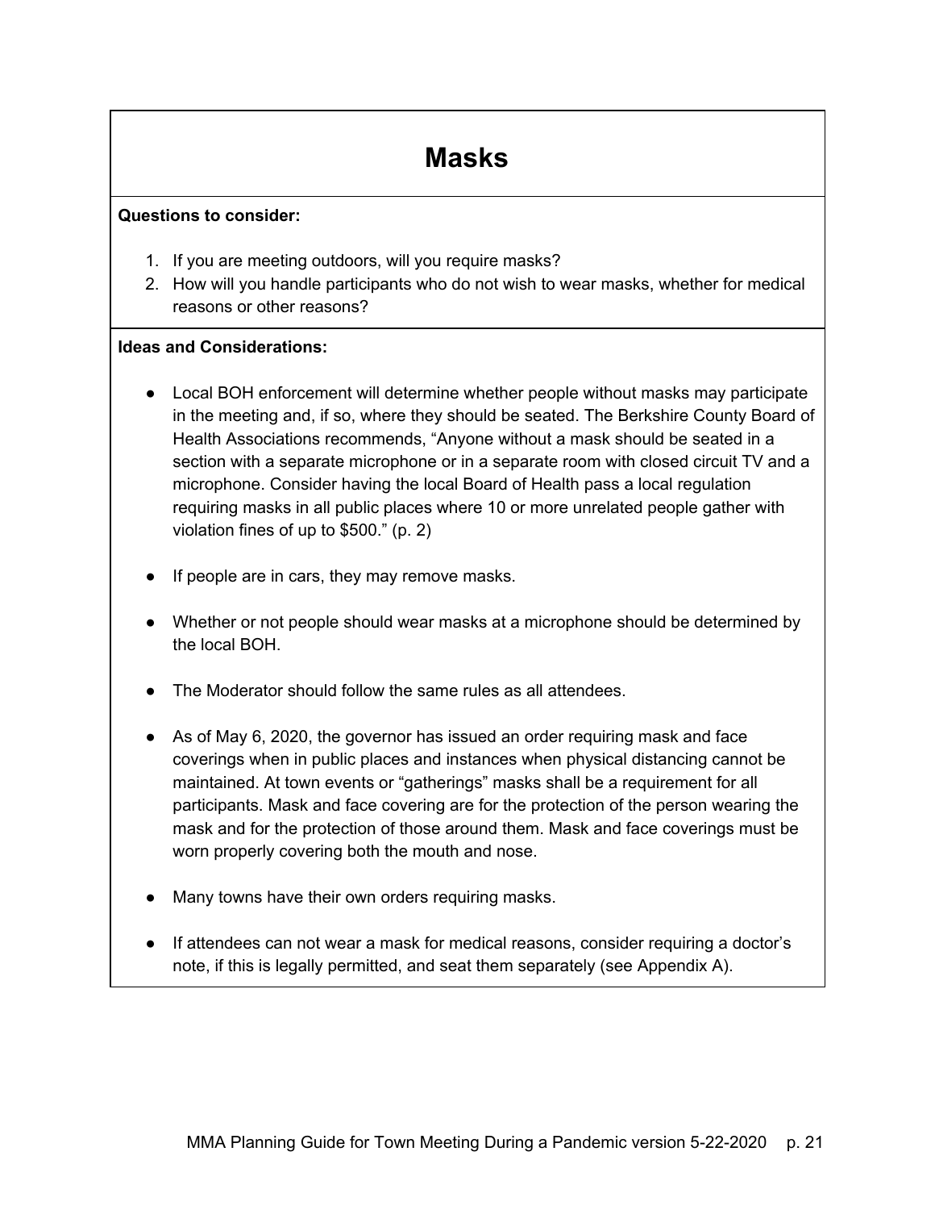# Masks

**Questions to consider:**

1. If you are meeting outdoors, will you require masks?
2. How will you handle participants who do not wish to wear masks, whether for medical reasons or other reasons?

**Ideas and Considerations:**

- Local BOH enforcement will determine whether people without masks may participate in the meeting and, if so, where they should be seated. The Berkshire County Board of Health Associations recommends, "Anyone without a mask should be seated in a section with a separate microphone or in a separate room with closed circuit TV and a microphone. Consider having the local Board of Health pass a local regulation requiring masks in all public places where 10 or more unrelated people gather with violation fines of up to $500." (p. 2)

- If people are in cars, they may remove masks.

- Whether or not people should wear masks at a microphone should be determined by the local BOH.

- The Moderator should follow the same rules as all attendees.

- As of May 6, 2020, the governor has issued an order requiring mask and face coverings when in public places and instances when physical distancing cannot be maintained. At town events or "gatherings" masks shall be a requirement for all participants. Mask and face covering are for the protection of the person wearing the mask and for the protection of those around them. Mask and face coverings must be worn properly covering both the mouth and nose.

- Many towns have their own orders requiring masks.

- If attendees can not wear a mask for medical reasons, consider requiring a doctor's note, if this is legally permitted, and seat them separately (see Appendix A).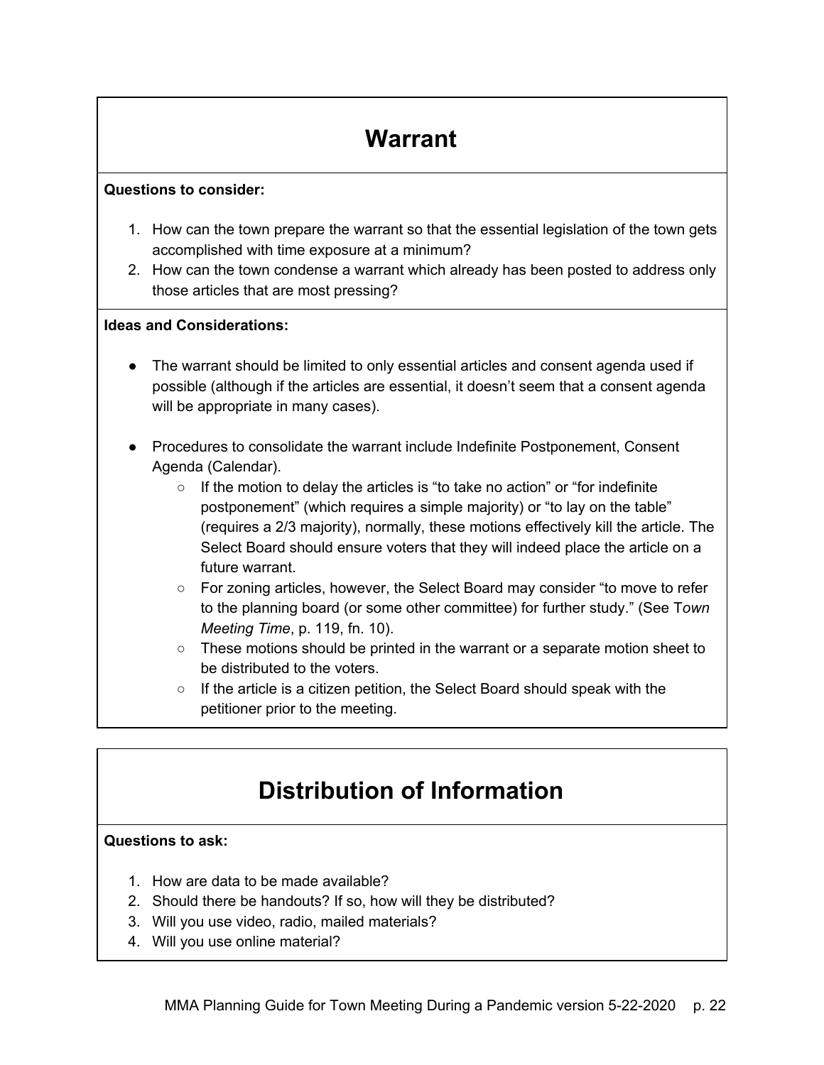# Warrant

**Questions to consider:**

1. How can the town prepare the warrant so that the essential legislation of the town gets accomplished with time exposure at a minimum?
2. How can the town condense a warrant which already has been posted to address only those articles that are most pressing?

**Ideas and Considerations:**

- The warrant should be limited to only essential articles and consent agenda used if possible (although if the articles are essential, it doesn't seem that a consent agenda will be appropriate in many cases).

- Procedures to consolidate the warrant include Indefinite Postponement, Consent Agenda (Calendar).
  - If the motion to delay the articles is "to take no action" or "for indefinite postponement" (which requires a simple majority) or "to lay on the table" (requires a 2/3 majority), normally, these motions effectively kill the article. The Select Board should ensure voters that they will indeed place the article on a future warrant.
  - For zoning articles, however, the Select Board may consider "to move to refer to the planning board (or some other committee) for further study." (See T*own Meeting Time*, p. 119, fn. 10).
  - These motions should be printed in the warrant or a separate motion sheet to be distributed to the voters.
  - If the article is a citizen petition, the Select Board should speak with the petitioner prior to the meeting.

# Distribution of Information

**Questions to ask:**

1. How are data to be made available?
2. Should there be handouts? If so, how will they be distributed?
3. Will you use video, radio, mailed materials?
4. Will you use online material?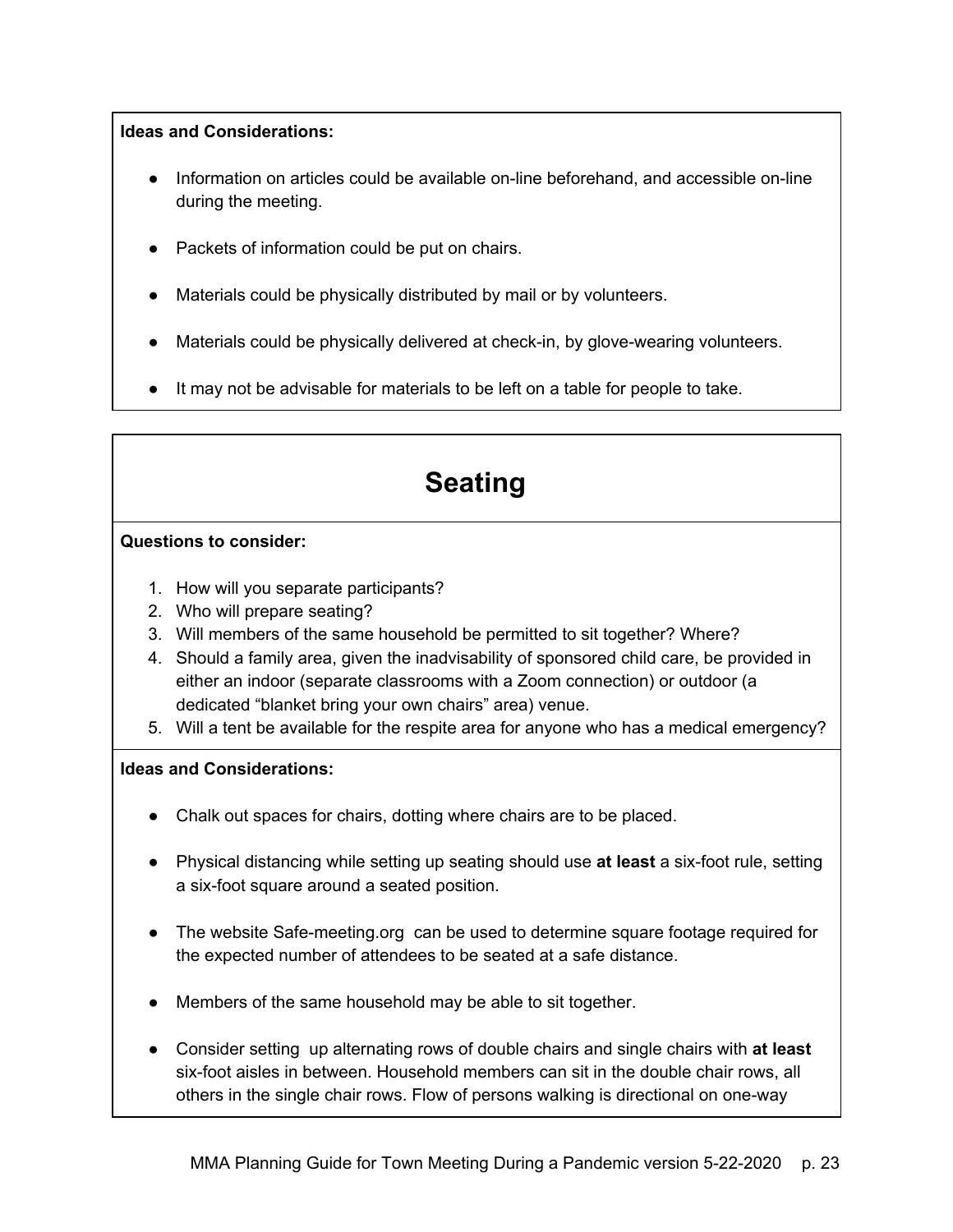**Ideas and Considerations:**

- Information on articles could be available on-line beforehand, and accessible on-line during the meeting.
- Packets of information could be put on chairs.
- Materials could be physically distributed by mail or by volunteers.
- Materials could be physically delivered at check-in, by glove-wearing volunteers.
- It may not be advisable for materials to be left on a table for people to take.

# Seating

**Questions to consider:**

1. How will you separate participants?
2. Who will prepare seating?
3. Will members of the same household be permitted to sit together? Where?
4. Should a family area, given the inadvisability of sponsored child care, be provided in either an indoor (separate classrooms with a Zoom connection) or outdoor (a dedicated "blanket bring your own chairs" area) venue.
5. Will a tent be available for the respite area for anyone who has a medical emergency?

**Ideas and Considerations:**

- Chalk out spaces for chairs, dotting where chairs are to be placed.
- Physical distancing while setting up seating should use **at least** a six-foot rule, setting a six-foot square around a seated position.
- The website Safe-meeting.org can be used to determine square footage required for the expected number of attendees to be seated at a safe distance.
- Members of the same household may be able to sit together.
- Consider setting up alternating rows of double chairs and single chairs with **at least** six-foot aisles in between. Household members can sit in the double chair rows, all others in the single chair rows. Flow of persons walking is directional on one-way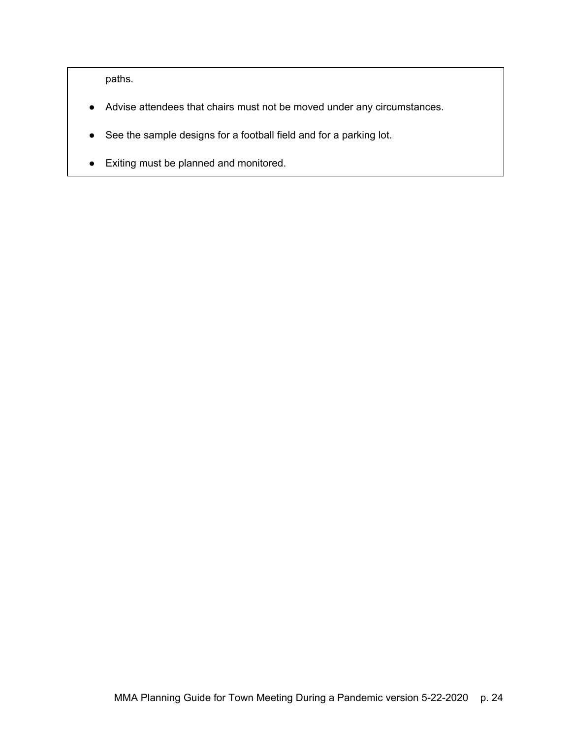paths.

- Advise attendees that chairs must not be moved under any circumstances.
- See the sample designs for a football field and for a parking lot.
- Exiting must be planned and monitored.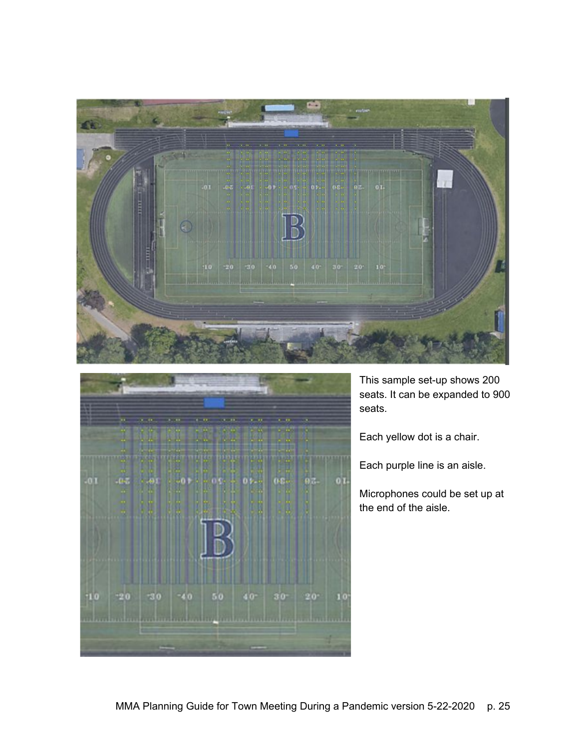This sample set-up shows 200 seats. It can be expanded to 900 seats.

Each yellow dot is a chair.

Each purple line is an aisle.

Microphones could be set up at the end of the aisle.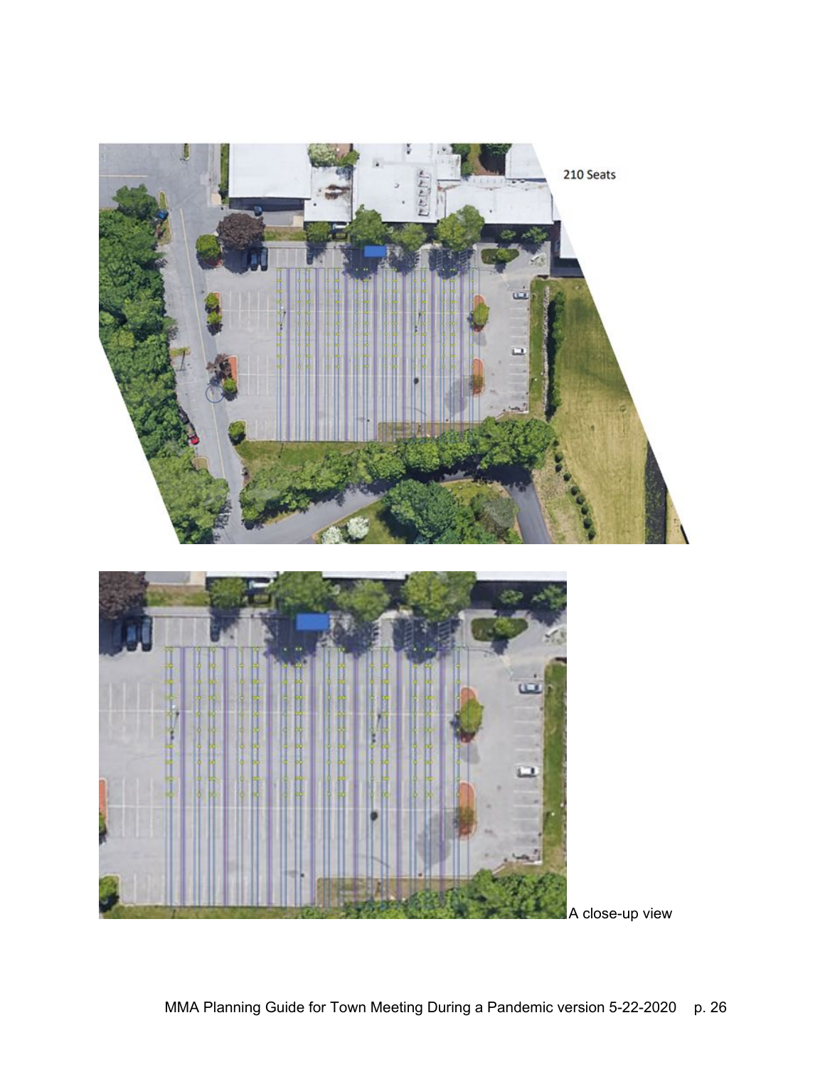210 Seats

A close-up view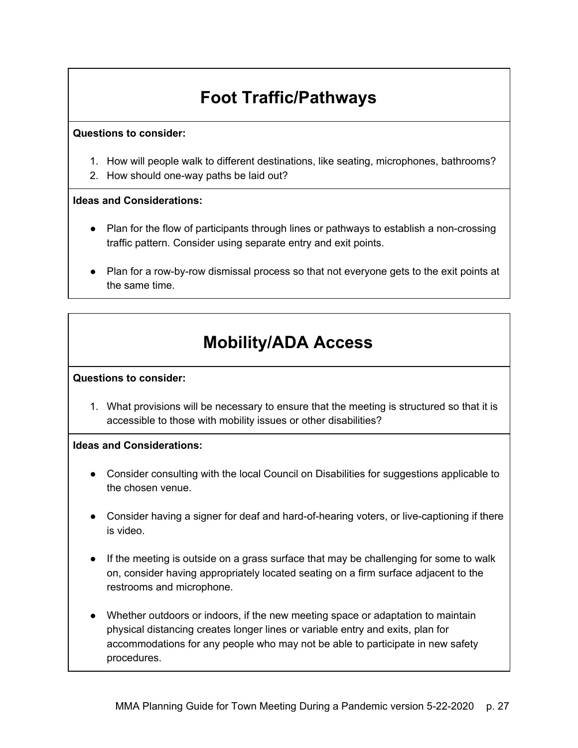## Foot Traffic/Pathways

**Questions to consider:**

1. How will people walk to different destinations, like seating, microphones, bathrooms?
2. How should one-way paths be laid out?

**Ideas and Considerations:**

- Plan for the flow of participants through lines or pathways to establish a non-crossing traffic pattern. Consider using separate entry and exit points.

- Plan for a row-by-row dismissal process so that not everyone gets to the exit points at the same time.

## Mobility/ADA Access

**Questions to consider:**

1. What provisions will be necessary to ensure that the meeting is structured so that it is accessible to those with mobility issues or other disabilities?

**Ideas and Considerations:**

- Consider consulting with the local Council on Disabilities for suggestions applicable to the chosen venue.

- Consider having a signer for deaf and hard-of-hearing voters, or live-captioning if there is video.

- If the meeting is outside on a grass surface that may be challenging for some to walk on, consider having appropriately located seating on a firm surface adjacent to the restrooms and microphone.

- Whether outdoors or indoors, if the new meeting space or adaptation to maintain physical distancing creates longer lines or variable entry and exits, plan for accommodations for any people who may not be able to participate in new safety procedures.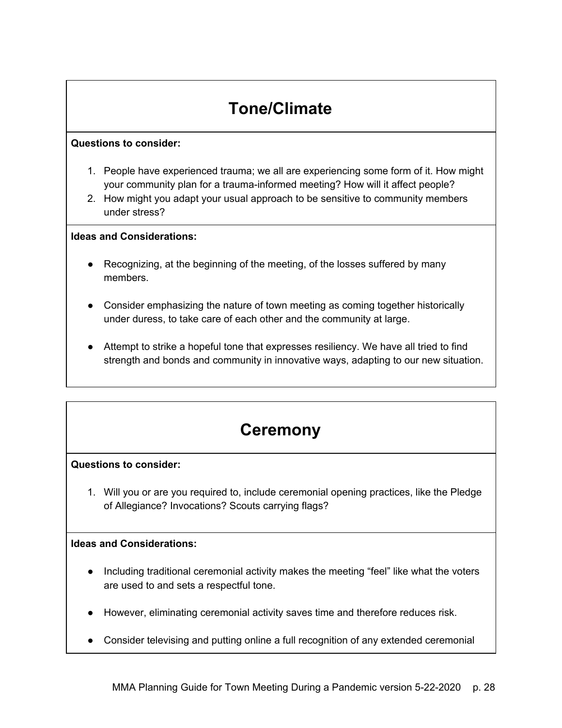## Tone/Climate

**Questions to consider:**

1. People have experienced trauma; we all are experiencing some form of it. How might your community plan for a trauma-informed meeting? How will it affect people?
2. How might you adapt your usual approach to be sensitive to community members under stress?

**Ideas and Considerations:**

- Recognizing, at the beginning of the meeting, of the losses suffered by many members.
- Consider emphasizing the nature of town meeting as coming together historically under duress, to take care of each other and the community at large.
- Attempt to strike a hopeful tone that expresses resiliency. We have all tried to find strength and bonds and community in innovative ways, adapting to our new situation.

## Ceremony

**Questions to consider:**

1. Will you or are you required to, include ceremonial opening practices, like the Pledge of Allegiance? Invocations? Scouts carrying flags?

**Ideas and Considerations:**

- Including traditional ceremonial activity makes the meeting "feel" like what the voters are used to and sets a respectful tone.
- However, eliminating ceremonial activity saves time and therefore reduces risk.
- Consider televising and putting online a full recognition of any extended ceremonial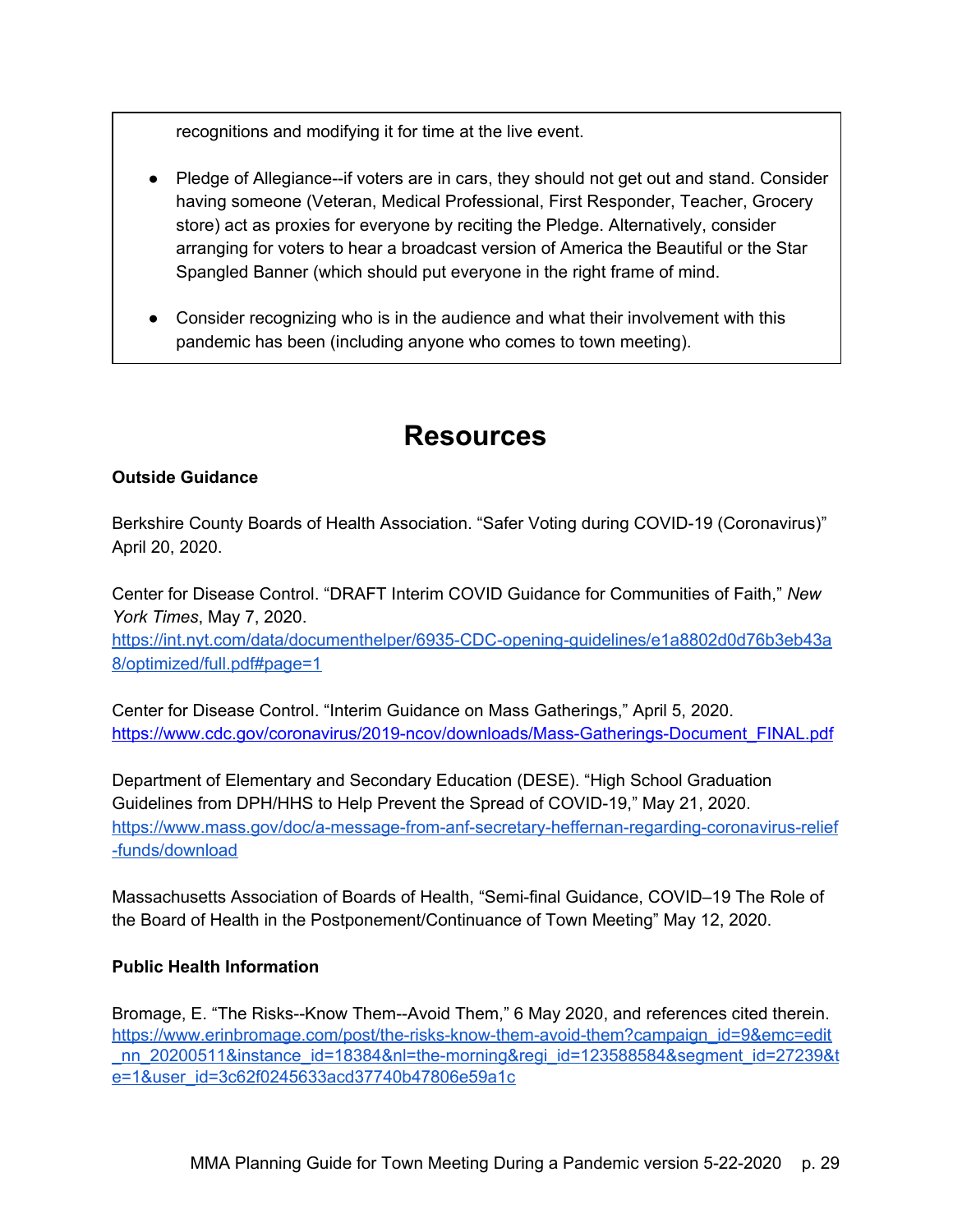recognitions and modifying it for time at the live event.

- Pledge of Allegiance--if voters are in cars, they should not get out and stand. Consider having someone (Veteran, Medical Professional, First Responder, Teacher, Grocery store) act as proxies for everyone by reciting the Pledge. Alternatively, consider arranging for voters to hear a broadcast version of America the Beautiful or the Star Spangled Banner (which should put everyone in the right frame of mind.
- Consider recognizing who is in the audience and what their involvement with this pandemic has been (including anyone who comes to town meeting).

# Resources

**Outside Guidance**

Berkshire County Boards of Health Association. "Safer Voting during COVID-19 (Coronavirus)" April 20, 2020.

Center for Disease Control. "DRAFT Interim COVID Guidance for Communities of Faith," *New York Times*, May 7, 2020. https://int.nyt.com/data/documenthelper/6935-CDC-opening-guidelines/e1a8802d0d76b3eb43a8/optimized/full.pdf#page=1

Center for Disease Control. "Interim Guidance on Mass Gatherings," April 5, 2020. https://www.cdc.gov/coronavirus/2019-ncov/downloads/Mass-Gatherings-Document_FINAL.pdf

Department of Elementary and Secondary Education (DESE). "High School Graduation Guidelines from DPH/HHS to Help Prevent the Spread of COVID-19," May 21, 2020. https://www.mass.gov/doc/a-message-from-anf-secretary-heffernan-regarding-coronavirus-relief-funds/download

Massachusetts Association of Boards of Health, "Semi-final Guidance, COVID–19 The Role of the Board of Health in the Postponement/Continuance of Town Meeting" May 12, 2020.

**Public Health Information**

Bromage, E. "The Risks--Know Them--Avoid Them," 6 May 2020, and references cited therein. https://www.erinbromage.com/post/the-risks-know-them-avoid-them?campaign_id=9&emc=edit_nn_20200511&instance_id=18384&nl=the-morning&regi_id=123588584&segment_id=27239&te=1&user_id=3c62f0245633acd37740b47806e59a1c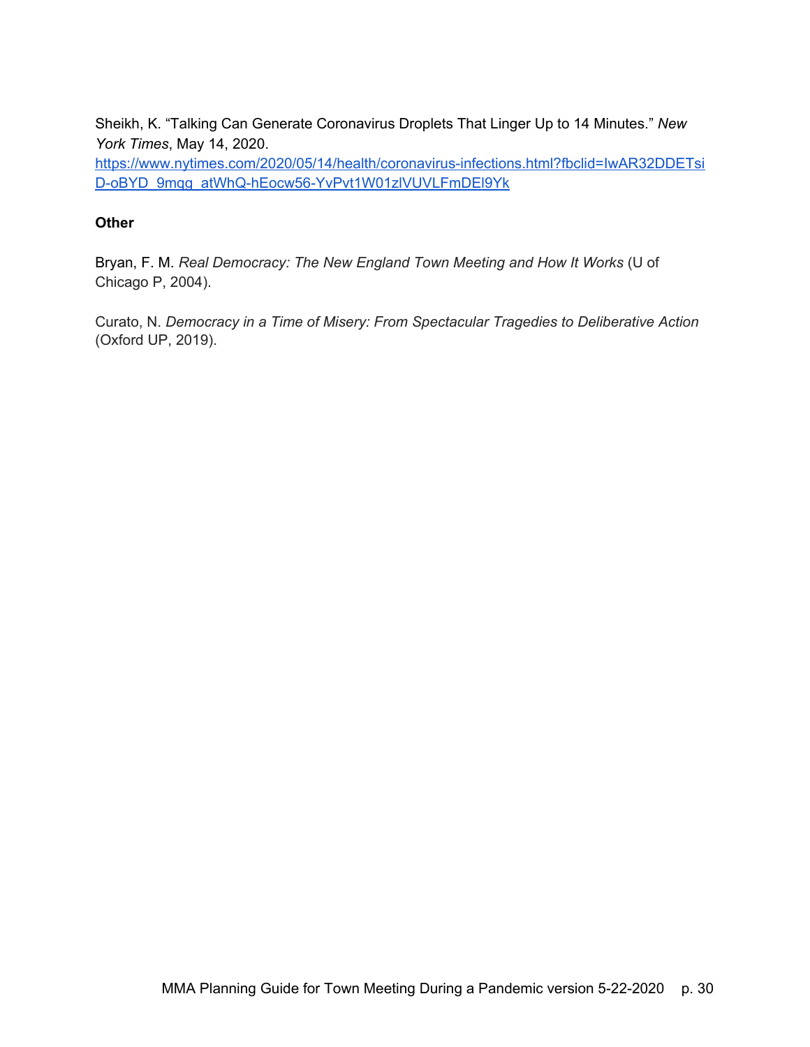Sheikh, K. “Talking Can Generate Coronavirus Droplets That Linger Up to 14 Minutes.” *New York Times*, May 14, 2020. https://www.nytimes.com/2020/05/14/health/coronavirus-infections.html?fbclid=IwAR32DDETsiD-oBYD_9mqg_atWhQ-hEocw56-YvPvt1W01zlVUVLFmDEl9Yk

**Other**

Bryan, F. M. *Real Democracy: The New England Town Meeting and How It Works* (U of Chicago P, 2004).

Curato, N. *Democracy in a Time of Misery: From Spectacular Tragedies to Deliberative Action* (Oxford UP, 2019).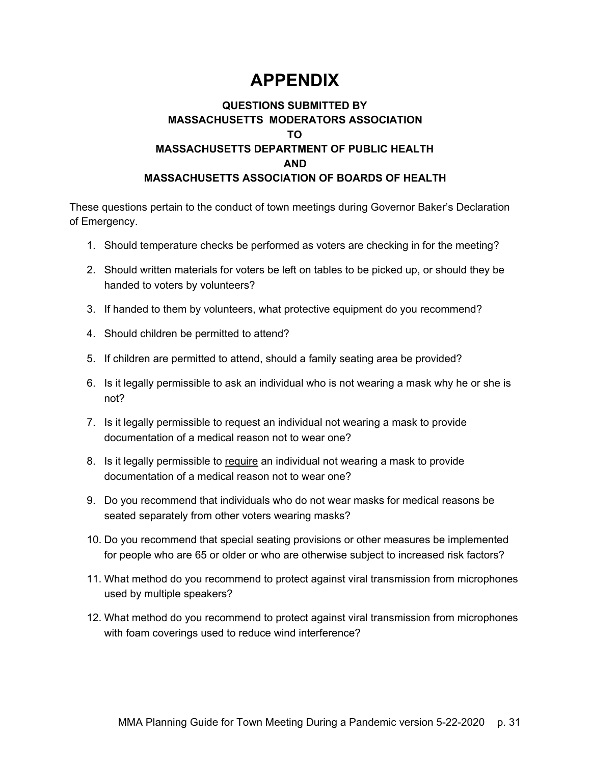# APPENDIX

### QUESTIONS SUBMITTED BY MASSACHUSETTS MODERATORS ASSOCIATION TO MASSACHUSETTS DEPARTMENT OF PUBLIC HEALTH AND MASSACHUSETTS ASSOCIATION OF BOARDS OF HEALTH

These questions pertain to the conduct of town meetings during Governor Baker's Declaration of Emergency.

1. Should temperature checks be performed as voters are checking in for the meeting?
2. Should written materials for voters be left on tables to be picked up, or should they be handed to voters by volunteers?
3. If handed to them by volunteers, what protective equipment do you recommend?
4. Should children be permitted to attend?
5. If children are permitted to attend, should a family seating area be provided?
6. Is it legally permissible to ask an individual who is not wearing a mask why he or she is not?
7. Is it legally permissible to request an individual not wearing a mask to provide documentation of a medical reason not to wear one?
8. Is it legally permissible to <u>require</u> an individual not wearing a mask to provide documentation of a medical reason not to wear one?
9. Do you recommend that individuals who do not wear masks for medical reasons be seated separately from other voters wearing masks?
10. Do you recommend that special seating provisions or other measures be implemented for people who are 65 or older or who are otherwise subject to increased risk factors?
11. What method do you recommend to protect against viral transmission from microphones used by multiple speakers?
12. What method do you recommend to protect against viral transmission from microphones with foam coverings used to reduce wind interference?